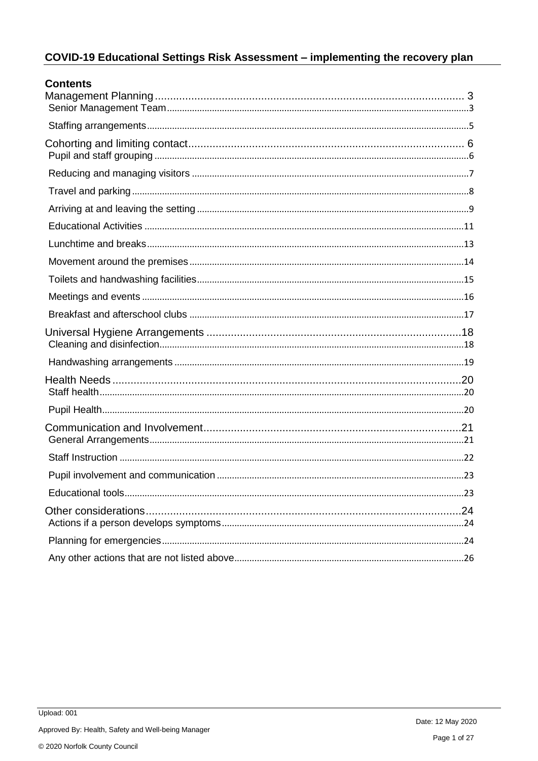# COVID-19 Educational Settings Risk Assessment – implementing the recovery plan

## Contents

- Management Planning ... 3
  - Senior Management Team ... 3
  - Staffing arrangements ... 5
- Cohorting and limiting contact ... 6
  - Pupil and staff grouping ... 6
  - Reducing and managing visitors ... 7
  - Travel and parking ... 8
  - Arriving at and leaving the setting ... 9
  - Educational Activities ... 11
  - Lunchtime and breaks ... 13
  - Movement around the premises ... 14
  - Toilets and handwashing facilities ... 15
  - Meetings and events ... 16
  - Breakfast and afterschool clubs ... 17
- Universal Hygiene Arrangements ... 18
  - Cleaning and disinfection ... 18
  - Handwashing arrangements ... 19
- Health Needs ... 20
  - Staff health ... 20
  - Pupil Health ... 20
- Communication and Involvement ... 21
  - General Arrangements ... 21
  - Staff Instruction ... 22
  - Pupil involvement and communication ... 23
  - Educational tools ... 23
- Other considerations ... 24
  - Actions if a person develops symptoms ... 24
  - Planning for emergencies ... 24
  - Any other actions that are not listed above ... 26

Upload: 001

Approved By: Health, Safety and Well-being Manager

Date: 12 May 2020

© 2020 Norfolk County Council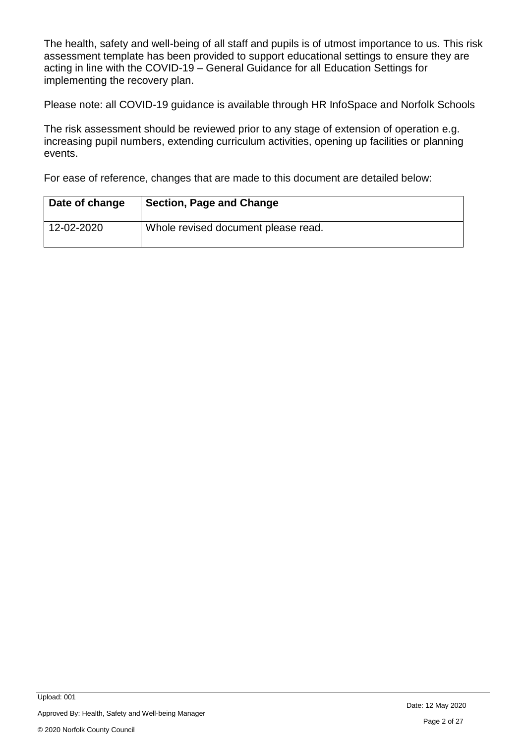The health, safety and well-being of all staff and pupils is of utmost importance to us. This risk assessment template has been provided to support educational settings to ensure they are acting in line with the COVID-19 – General Guidance for all Education Settings for implementing the recovery plan.

Please note: all COVID-19 guidance is available through HR InfoSpace and Norfolk Schools

The risk assessment should be reviewed prior to any stage of extension of operation e.g. increasing pupil numbers, extending curriculum activities, opening up facilities or planning events.

For ease of reference, changes that are made to this document are detailed below:

| Date of change | Section, Page and Change |
|---|---|
| 12-02-2020 | Whole revised document please read. |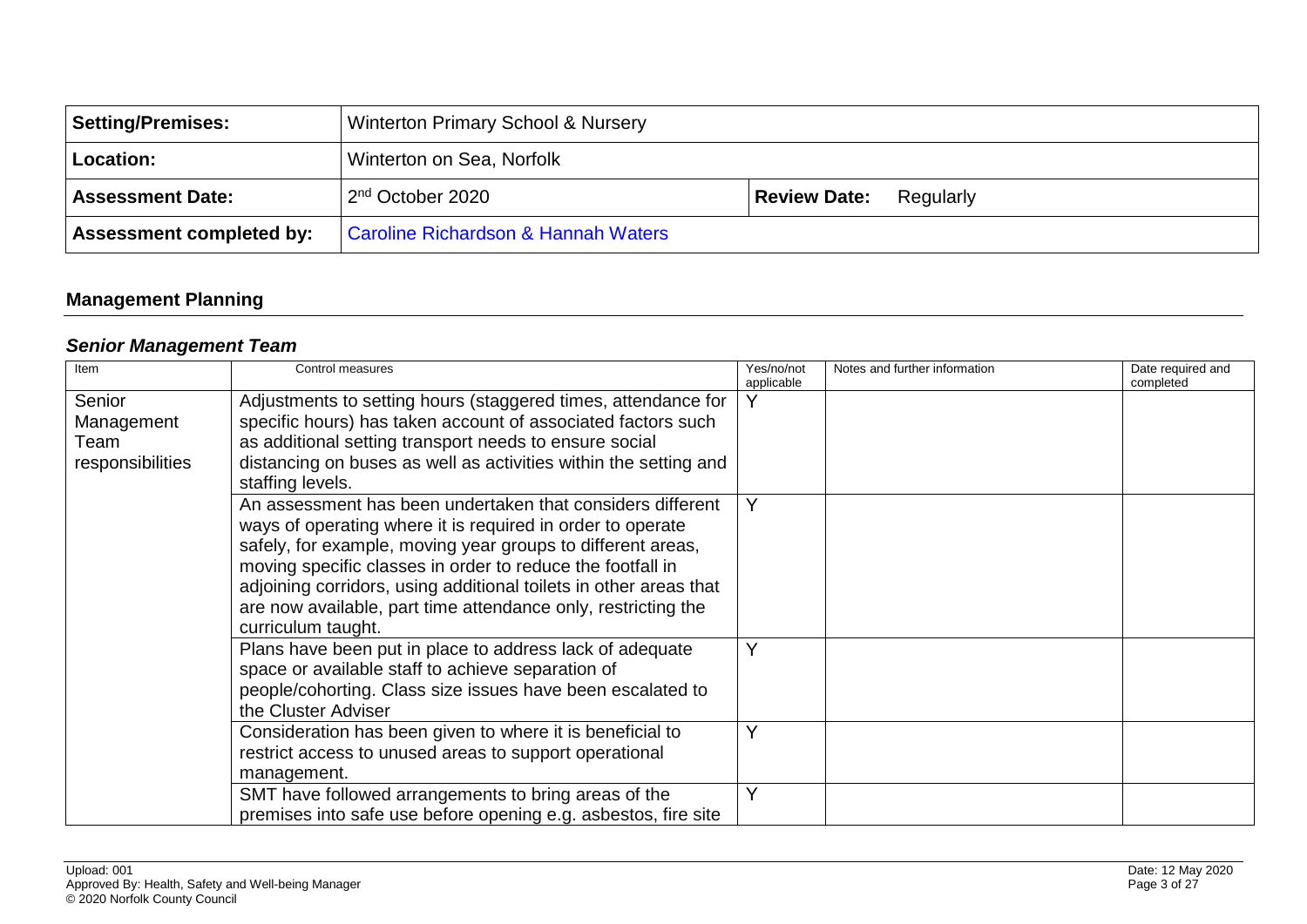| Setting/Premises: | Winterton Primary School & Nursery | | |
|---|---|---|---|
| Location: | Winterton on Sea, Norfolk | | |
| Assessment Date: | 2nd October 2020 | Review Date: | Regularly |
| Assessment completed by: | Caroline Richardson & Hannah Waters | | |

## Management Planning

### *Senior Management Team*

| Item | Control measures | Yes/no/not applicable | Notes and further information | Date required and completed |
|---|---|---|---|---|
| Senior Management Team responsibilities | Adjustments to setting hours (staggered times, attendance for specific hours) has taken account of associated factors such as additional setting transport needs to ensure social distancing on buses as well as activities within the setting and staffing levels. | Y | | |
| | An assessment has been undertaken that considers different ways of operating where it is required in order to operate safely, for example, moving year groups to different areas, moving specific classes in order to reduce the footfall in adjoining corridors, using additional toilets in other areas that are now available, part time attendance only, restricting the curriculum taught. | Y | | |
| | Plans have been put in place to address lack of adequate space or available staff to achieve separation of people/cohorting. Class size issues have been escalated to the Cluster Adviser | Y | | |
| | Consideration has been given to where it is beneficial to restrict access to unused areas to support operational management. | Y | | |
| | SMT have followed arrangements to bring areas of the premises into safe use before opening e.g. asbestos, fire site | Y | | |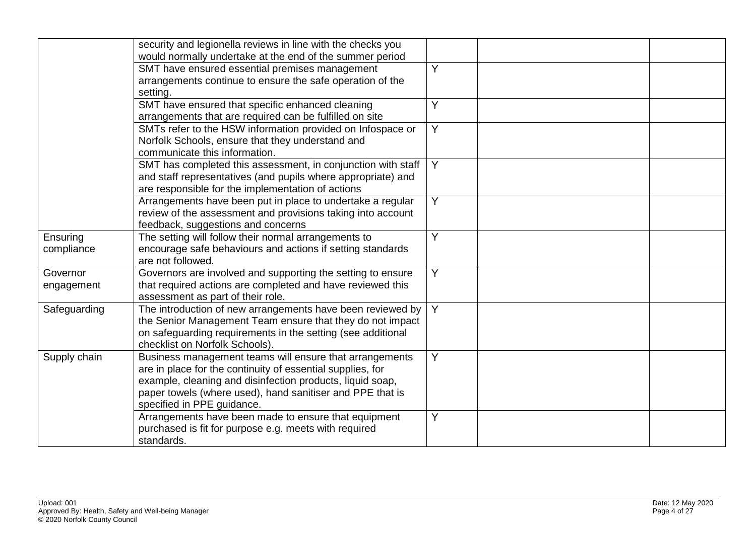| | | | | |
|---|---|---|---|---|
| | security and legionella reviews in line with the checks you would normally undertake at the end of the summer period | | | |
| | SMT have ensured essential premises management arrangements continue to ensure the safe operation of the setting. | Y | | |
| | SMT have ensured that specific enhanced cleaning arrangements that are required can be fulfilled on site | Y | | |
| | SMTs refer to the HSW information provided on Infospace or Norfolk Schools, ensure that they understand and communicate this information. | Y | | |
| | SMT has completed this assessment, in conjunction with staff and staff representatives (and pupils where appropriate) and are responsible for the implementation of actions | Y | | |
| | Arrangements have been put in place to undertake a regular review of the assessment and provisions taking into account feedback, suggestions and concerns | Y | | |
| Ensuring compliance | The setting will follow their normal arrangements to encourage safe behaviours and actions if setting standards are not followed. | Y | | |
| Governor engagement | Governors are involved and supporting the setting to ensure that required actions are completed and have reviewed this assessment as part of their role. | Y | | |
| Safeguarding | The introduction of new arrangements have been reviewed by the Senior Management Team ensure that they do not impact on safeguarding requirements in the setting (see additional checklist on Norfolk Schools). | Y | | |
| Supply chain | Business management teams will ensure that arrangements are in place for the continuity of essential supplies, for example, cleaning and disinfection products, liquid soap, paper towels (where used), hand sanitiser and PPE that is specified in PPE guidance. | Y | | |
| | Arrangements have been made to ensure that equipment purchased is fit for purpose e.g. meets with required standards. | Y | | |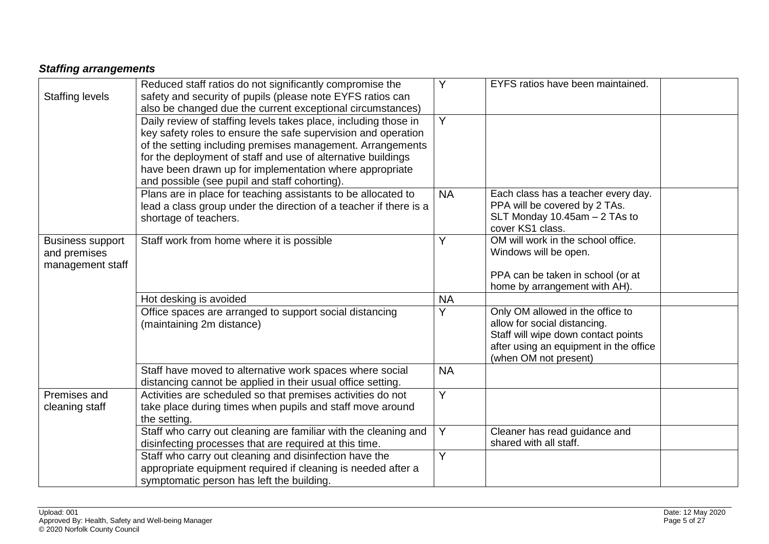***Staffing arrangements***

| | | | | |
|---|---|---|---|---|
| Staffing levels | Reduced staff ratios do not significantly compromise the safety and security of pupils (please note EYFS ratios can also be changed due the current exceptional circumstances) | Y | EYFS ratios have been maintained. | |
| | Daily review of staffing levels takes place, including those in key safety roles to ensure the safe supervision and operation of the setting including premises management. Arrangements for the deployment of staff and use of alternative buildings have been drawn up for implementation where appropriate and possible (see pupil and staff cohorting). | Y | | |
| | Plans are in place for teaching assistants to be allocated to lead a class group under the direction of a teacher if there is a shortage of teachers. | NA | Each class has a teacher every day. PPA will be covered by 2 TAs. SLT Monday 10.45am – 2 TAs to cover KS1 class. | |
| Business support and premises management staff | Staff work from home where it is possible | Y | OM will work in the school office. Windows will be open.<br><br>PPA can be taken in school (or at home by arrangement with AH). | |
| | Hot desking is avoided | NA | | |
| | Office spaces are arranged to support social distancing (maintaining 2m distance) | Y | Only OM allowed in the office to allow for social distancing. Staff will wipe down contact points after using an equipment in the office (when OM not present) | |
| | Staff have moved to alternative work spaces where social distancing cannot be applied in their usual office setting. | NA | | |
| Premises and cleaning staff | Activities are scheduled so that premises activities do not take place during times when pupils and staff move around the setting. | Y | | |
| | Staff who carry out cleaning are familiar with the cleaning and disinfecting processes that are required at this time. | Y | Cleaner has read guidance and shared with all staff. | |
| | Staff who carry out cleaning and disinfection have the appropriate equipment required if cleaning is needed after a symptomatic person has left the building. | Y | | |

Upload: 001
Approved By: Health, Safety and Well-being Manager
© 2020 Norfolk County Council

Date: 12 May 2020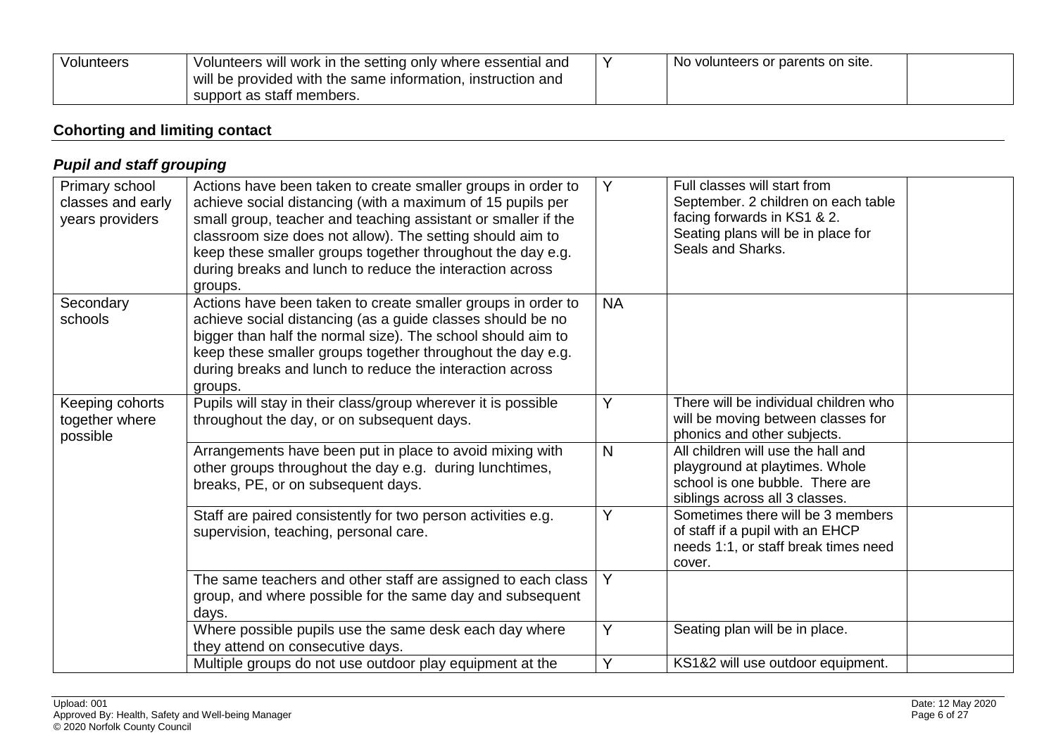| | | | | |
|---|---|---|---|---|
| Volunteers | Volunteers will work in the setting only where essential and will be provided with the same information, instruction and support as staff members. | Y | No volunteers or parents on site. | |

## Cohorting and limiting contact

### *Pupil and staff grouping*

| | | | | |
|---|---|---|---|---|
| Primary school classes and early years providers | Actions have been taken to create smaller groups in order to achieve social distancing (with a maximum of 15 pupils per small group, teacher and teaching assistant or smaller if the classroom size does not allow). The setting should aim to keep these smaller groups together throughout the day e.g. during breaks and lunch to reduce the interaction across groups. | Y | Full classes will start from September. 2 children on each table facing forwards in KS1 & 2. Seating plans will be in place for Seals and Sharks. | |
| Secondary schools | Actions have been taken to create smaller groups in order to achieve social distancing (as a guide classes should be no bigger than half the normal size). The school should aim to keep these smaller groups together throughout the day e.g. during breaks and lunch to reduce the interaction across groups. | NA | | |
| Keeping cohorts together where possible | Pupils will stay in their class/group wherever it is possible throughout the day, or on subsequent days. | Y | There will be individual children who will be moving between classes for phonics and other subjects. | |
| | Arrangements have been put in place to avoid mixing with other groups throughout the day e.g. during lunchtimes, breaks, PE, or on subsequent days. | N | All children will use the hall and playground at playtimes. Whole school is one bubble. There are siblings across all 3 classes. | |
| | Staff are paired consistently for two person activities e.g. supervision, teaching, personal care. | Y | Sometimes there will be 3 members of staff if a pupil with an EHCP needs 1:1, or staff break times need cover. | |
| | The same teachers and other staff are assigned to each class group, and where possible for the same day and subsequent days. | Y | | |
| | Where possible pupils use the same desk each day where they attend on consecutive days. | Y | Seating plan will be in place. | |
| | Multiple groups do not use outdoor play equipment at the | Y | KS1&2 will use outdoor equipment. | |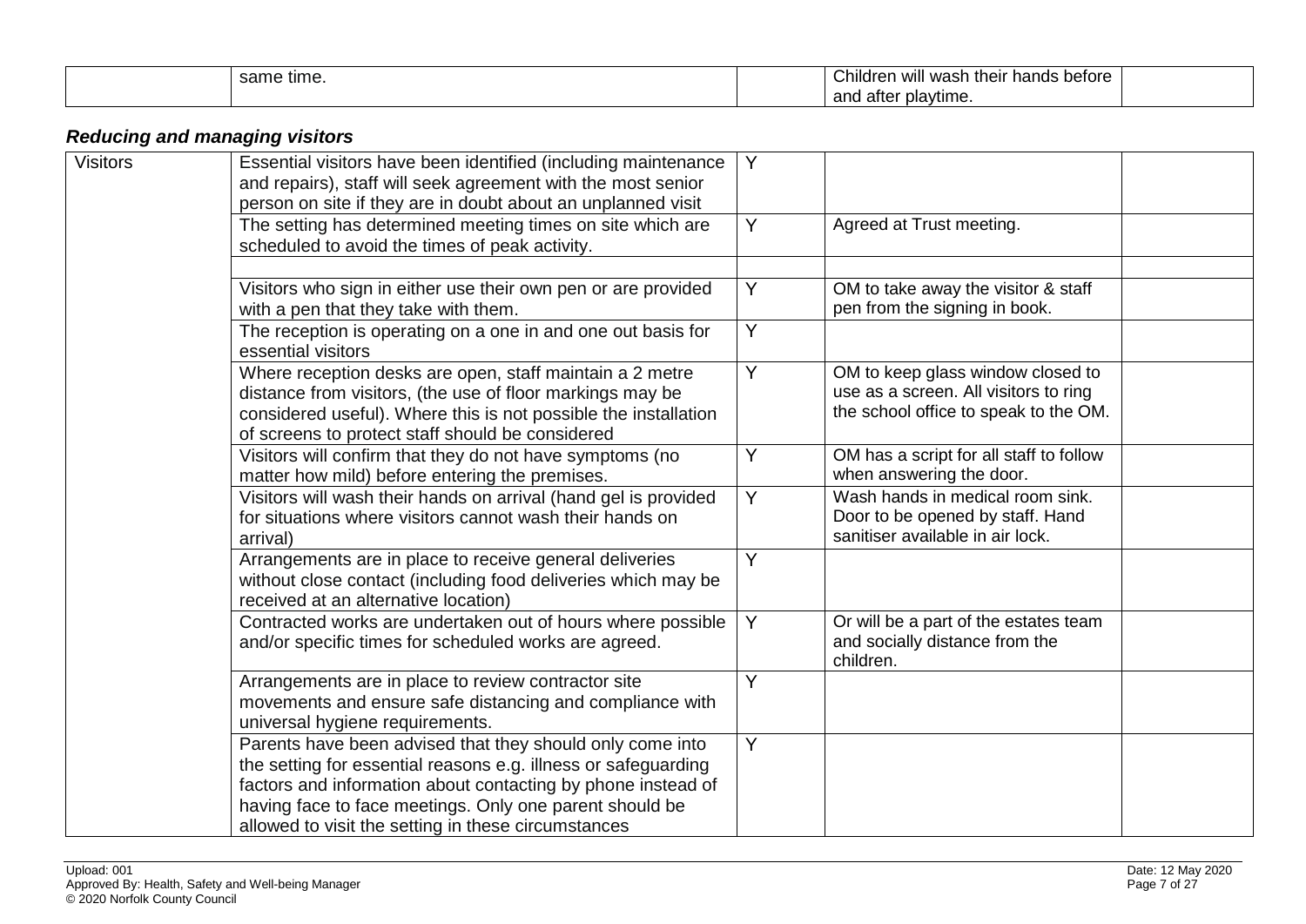| | same time. | | Children will wash their hands before and after playtime. | |
|---|---|---|---|---|

***Reducing and managing visitors***

| Visitors | Essential visitors have been identified (including maintenance and repairs), staff will seek agreement with the most senior person on site if they are in doubt about an unplanned visit | Y | | |
|---|---|---|---|---|
| | The setting has determined meeting times on site which are scheduled to avoid the times of peak activity. | Y | Agreed at Trust meeting. | |
| | | | | |
| | Visitors who sign in either use their own pen or are provided with a pen that they take with them. | Y | OM to take away the visitor & staff pen from the signing in book. | |
| | The reception is operating on a one in and one out basis for essential visitors | Y | | |
| | Where reception desks are open, staff maintain a 2 metre distance from visitors, (the use of floor markings may be considered useful). Where this is not possible the installation of screens to protect staff should be considered | Y | OM to keep glass window closed to use as a screen. All visitors to ring the school office to speak to the OM. | |
| | Visitors will confirm that they do not have symptoms (no matter how mild) before entering the premises. | Y | OM has a script for all staff to follow when answering the door. | |
| | Visitors will wash their hands on arrival (hand gel is provided for situations where visitors cannot wash their hands on arrival) | Y | Wash hands in medical room sink. Door to be opened by staff. Hand sanitiser available in air lock. | |
| | Arrangements are in place to receive general deliveries without close contact (including food deliveries which may be received at an alternative location) | Y | | |
| | Contracted works are undertaken out of hours where possible and/or specific times for scheduled works are agreed. | Y | Or will be a part of the estates team and socially distance from the children. | |
| | Arrangements are in place to review contractor site movements and ensure safe distancing and compliance with universal hygiene requirements. | Y | | |
| | Parents have been advised that they should only come into the setting for essential reasons e.g. illness or safeguarding factors and information about contacting by phone instead of having face to face meetings. Only one parent should be allowed to visit the setting in these circumstances | Y | | |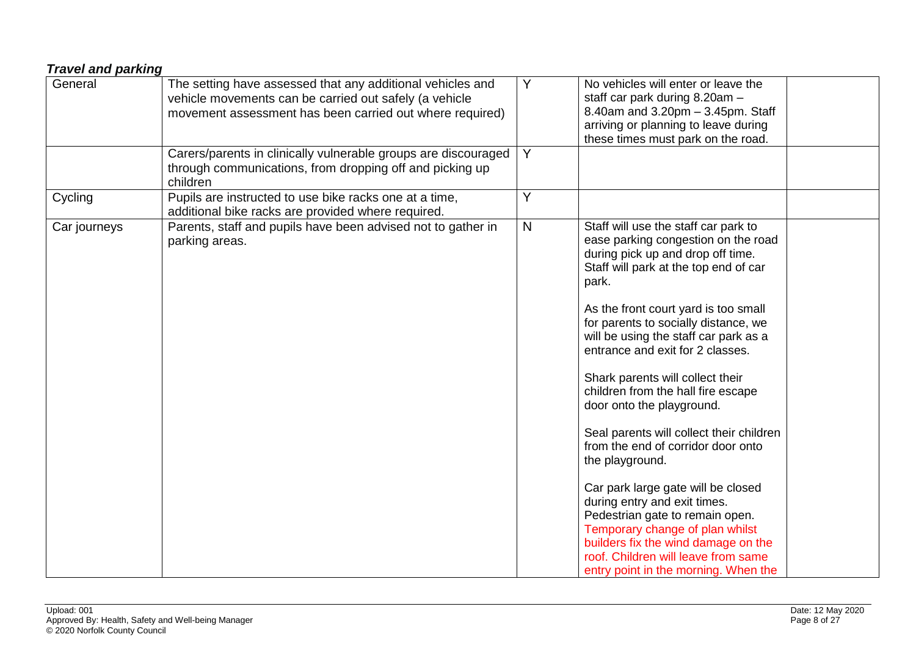## ***Travel and parking***

| | | | | |
|---|---|---|---|---|
| General | The setting have assessed that any additional vehicles and vehicle movements can be carried out safely (a vehicle movement assessment has been carried out where required) | Y | No vehicles will enter or leave the staff car park during 8.20am – 8.40am and 3.20pm – 3.45pm. Staff arriving or planning to leave during these times must park on the road. | |
| | Carers/parents in clinically vulnerable groups are discouraged through communications, from dropping off and picking up children | Y | | |
| Cycling | Pupils are instructed to use bike racks one at a time, additional bike racks are provided where required. | Y | | |
| Car journeys | Parents, staff and pupils have been advised not to gather in parking areas. | N | Staff will use the staff car park to ease parking congestion on the road during pick up and drop off time. Staff will park at the top end of car park.<br><br>As the front court yard is too small for parents to socially distance, we will be using the staff car park as a entrance and exit for 2 classes.<br><br>Shark parents will collect their children from the hall fire escape door onto the playground.<br><br>Seal parents will collect their children from the end of corridor door onto the playground.<br><br>Car park large gate will be closed during entry and exit times. Pedestrian gate to remain open. Temporary change of plan whilst builders fix the wind damage on the roof. Children will leave from same entry point in the morning. When the | |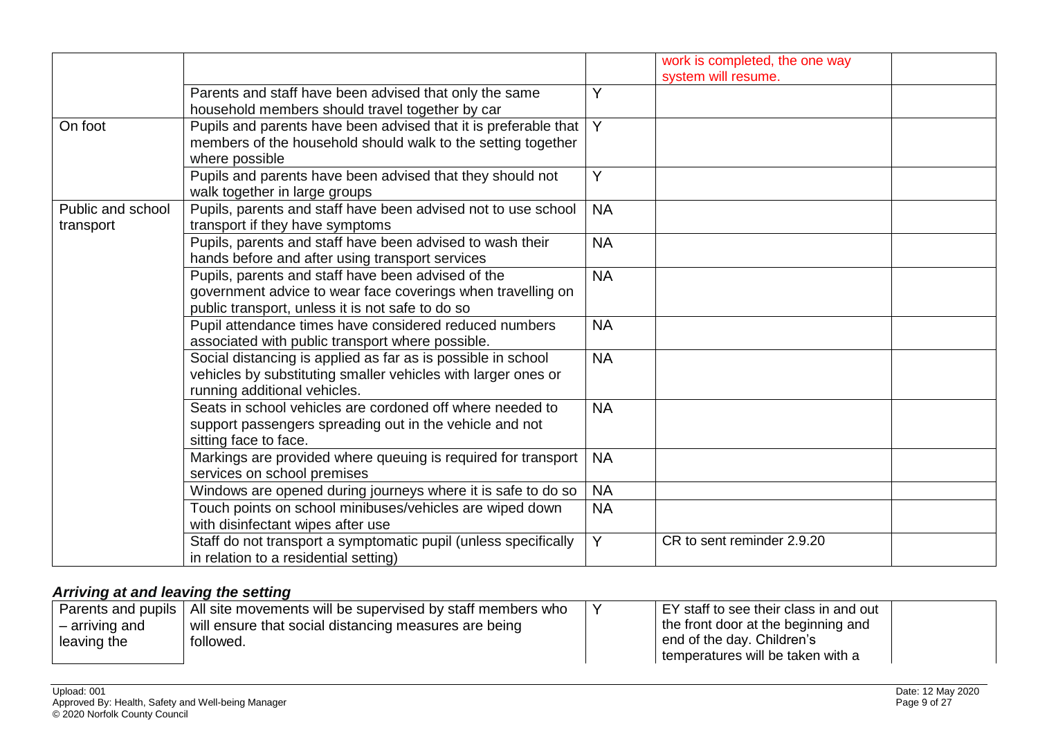| | | | | |
|---|---|---|---|---|
| | | | work is completed, the one way system will resume. | |
| | Parents and staff have been advised that only the same household members should travel together by car | Y | | |
| On foot | Pupils and parents have been advised that it is preferable that members of the household should walk to the setting together where possible | Y | | |
| | Pupils and parents have been advised that they should not walk together in large groups | Y | | |
| Public and school transport | Pupils, parents and staff have been advised not to use school transport if they have symptoms | NA | | |
| | Pupils, parents and staff have been advised to wash their hands before and after using transport services | NA | | |
| | Pupils, parents and staff have been advised of the government advice to wear face coverings when travelling on public transport, unless it is not safe to do so | NA | | |
| | Pupil attendance times have considered reduced numbers associated with public transport where possible. | NA | | |
| | Social distancing is applied as far as is possible in school vehicles by substituting smaller vehicles with larger ones or running additional vehicles. | NA | | |
| | Seats in school vehicles are cordoned off where needed to support passengers spreading out in the vehicle and not sitting face to face. | NA | | |
| | Markings are provided where queuing is required for transport services on school premises | NA | | |
| | Windows are opened during journeys where it is safe to do so | NA | | |
| | Touch points on school minibuses/vehicles are wiped down with disinfectant wipes after use | NA | | |
| | Staff do not transport a symptomatic pupil (unless specifically in relation to a residential setting) | Y | CR to sent reminder 2.9.20 | |

### *Arriving at and leaving the setting*

| | | | | |
|---|---|---|---|---|
| Parents and pupils – arriving and leaving the | All site movements will be supervised by staff members who will ensure that social distancing measures are being followed. | Y | EY staff to see their class in and out the front door at the beginning and end of the day. Children's temperatures will be taken with a | |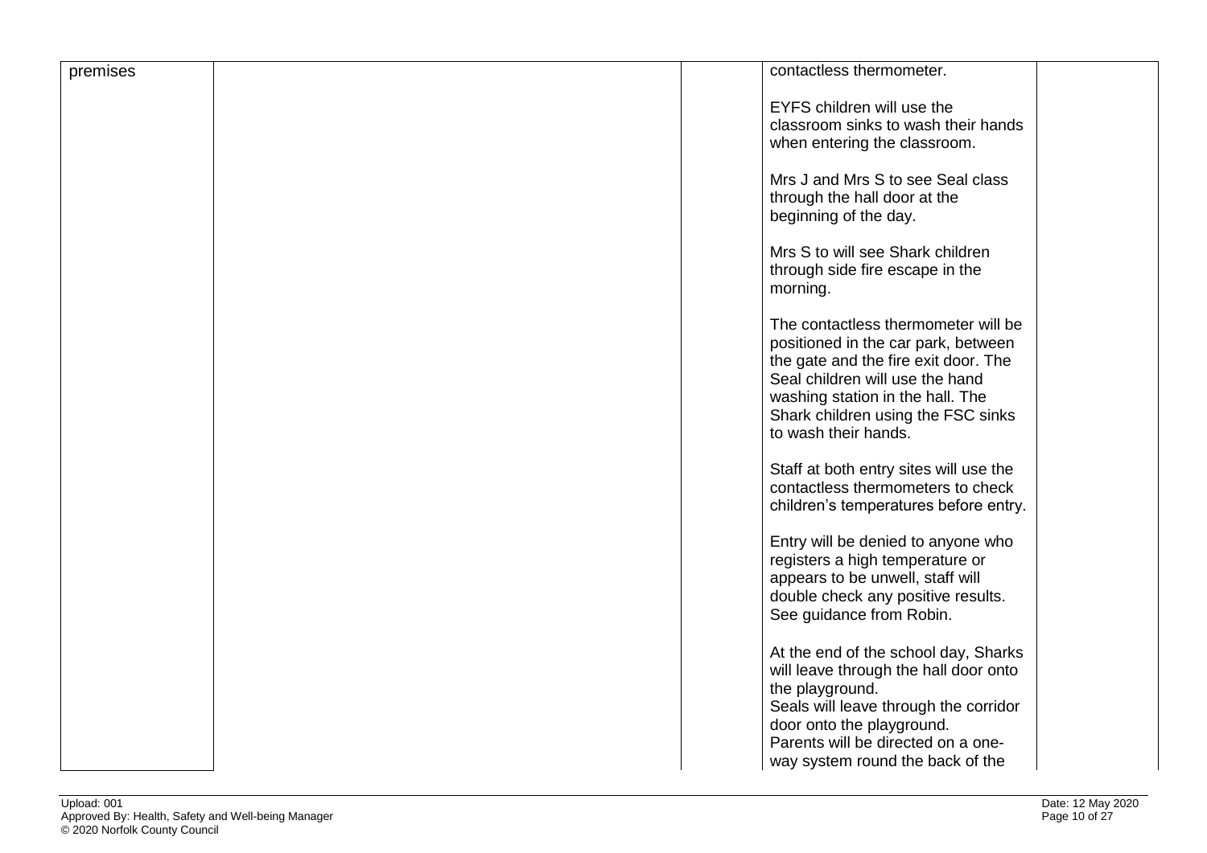| | | | | |
|---|---|---|---|---|
| premises | | | contactless thermometer.<br><br>EYFS children will use the classroom sinks to wash their hands when entering the classroom.<br><br>Mrs J and Mrs S to see Seal class through the hall door at the beginning of the day.<br><br>Mrs S to will see Shark children through side fire escape in the morning.<br><br>The contactless thermometer will be positioned in the car park, between the gate and the fire exit door. The Seal children will use the hand washing station in the hall. The Shark children using the FSC sinks to wash their hands.<br><br>Staff at both entry sites will use the contactless thermometers to check children's temperatures before entry.<br><br>Entry will be denied to anyone who registers a high temperature or appears to be unwell, staff will double check any positive results. See guidance from Robin.<br><br>At the end of the school day, Sharks will leave through the hall door onto the playground.<br>Seals will leave through the corridor door onto the playground.<br>Parents will be directed on a one-way system round the back of the | |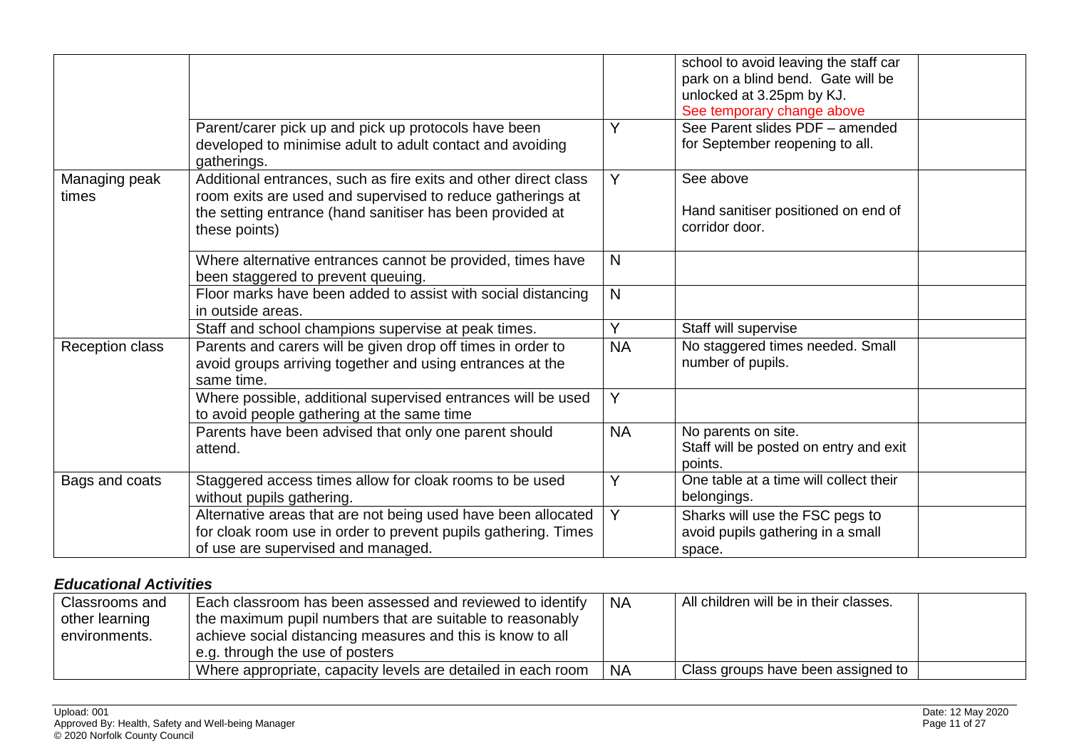| | | | | |
|---|---|---|---|---|
| | | | school to avoid leaving the staff car park on a blind bend. Gate will be unlocked at 3.25pm by KJ. See temporary change above | |
| | Parent/carer pick up and pick up protocols have been developed to minimise adult to adult contact and avoiding gatherings. | Y | See Parent slides PDF – amended for September reopening to all. | |
| Managing peak times | Additional entrances, such as fire exits and other direct class room exits are used and supervised to reduce gatherings at the setting entrance (hand sanitiser has been provided at these points) | Y | See above<br><br>Hand sanitiser positioned on end of corridor door. | |
| | Where alternative entrances cannot be provided, times have been staggered to prevent queuing. | N | | |
| | Floor marks have been added to assist with social distancing in outside areas. | N | | |
| | Staff and school champions supervise at peak times. | Y | Staff will supervise | |
| Reception class | Parents and carers will be given drop off times in order to avoid groups arriving together and using entrances at the same time. | NA | No staggered times needed. Small number of pupils. | |
| | Where possible, additional supervised entrances will be used to avoid people gathering at the same time | Y | | |
| | Parents have been advised that only one parent should attend. | NA | No parents on site.<br>Staff will be posted on entry and exit points. | |
| Bags and coats | Staggered access times allow for cloak rooms to be used without pupils gathering. | Y | One table at a time will collect their belongings. | |
| | Alternative areas that are not being used have been allocated for cloak room use in order to prevent pupils gathering. Times of use are supervised and managed. | Y | Sharks will use the FSC pegs to avoid pupils gathering in a small space. | |

### *Educational Activities*

| | | | | |
|---|---|---|---|---|
| Classrooms and other learning environments. | Each classroom has been assessed and reviewed to identify the maximum pupil numbers that are suitable to reasonably achieve social distancing measures and this is know to all e.g. through the use of posters | NA | All children will be in their classes. | |
| | Where appropriate, capacity levels are detailed in each room | NA | Class groups have been assigned to | |

Upload: 001
Approved By: Health, Safety and Well-being Manager
© 2020 Norfolk County Council

Date: 12 May 2020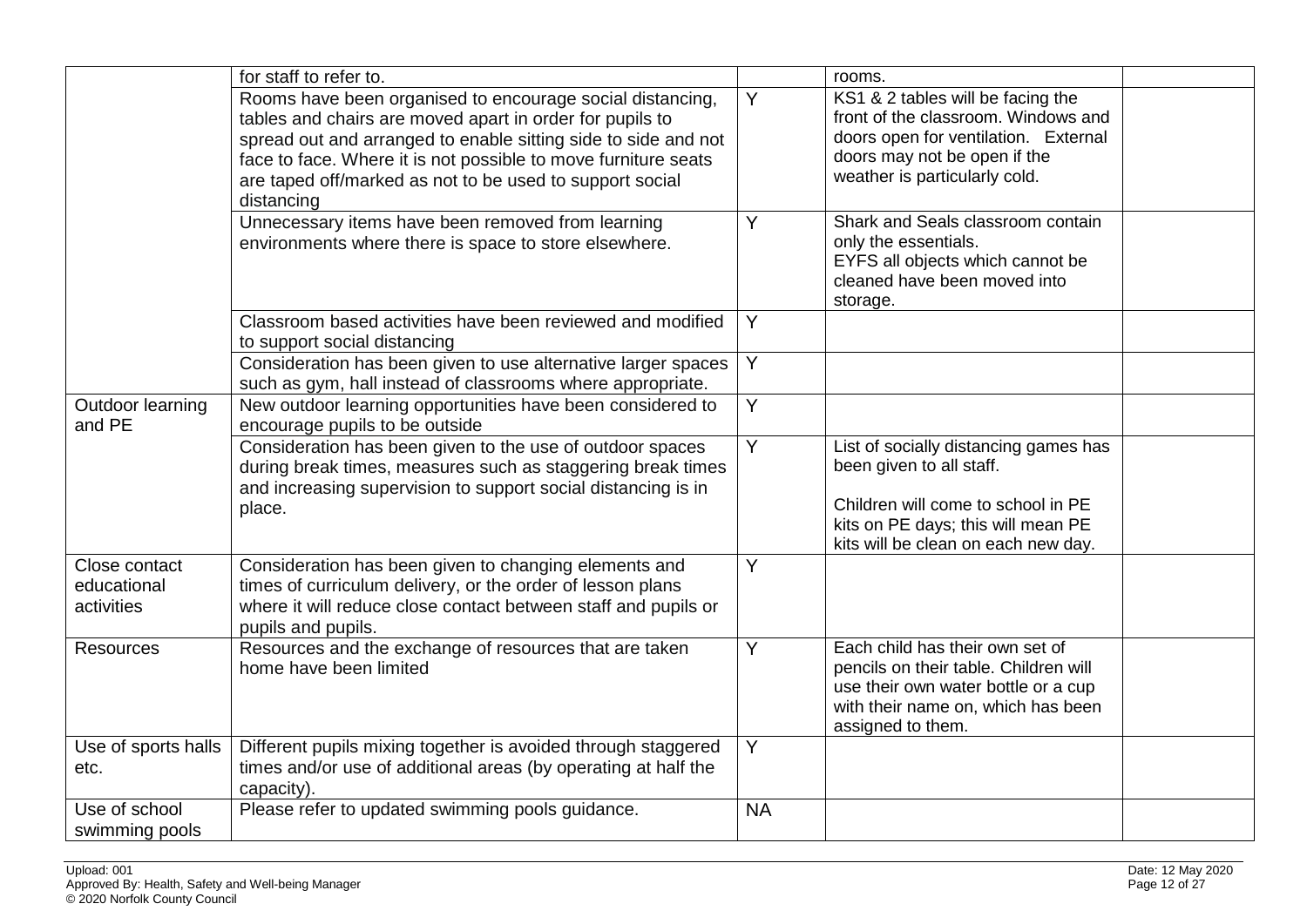| | | | | |
|---|---|---|---|---|
| | for staff to refer to. | | rooms. | |
| | Rooms have been organised to encourage social distancing, tables and chairs are moved apart in order for pupils to spread out and arranged to enable sitting side to side and not face to face. Where it is not possible to move furniture seats are taped off/marked as not to be used to support social distancing | Y | KS1 & 2 tables will be facing the front of the classroom. Windows and doors open for ventilation. External doors may not be open if the weather is particularly cold. | |
| | Unnecessary items have been removed from learning environments where there is space to store elsewhere. | Y | Shark and Seals classroom contain only the essentials.<br>EYFS all objects which cannot be cleaned have been moved into storage. | |
| | Classroom based activities have been reviewed and modified to support social distancing | Y | | |
| | Consideration has been given to use alternative larger spaces such as gym, hall instead of classrooms where appropriate. | Y | | |
| Outdoor learning and PE | New outdoor learning opportunities have been considered to encourage pupils to be outside | Y | | |
| | Consideration has been given to the use of outdoor spaces during break times, measures such as staggering break times and increasing supervision to support social distancing is in place. | Y | List of socially distancing games has been given to all staff.<br><br>Children will come to school in PE kits on PE days; this will mean PE kits will be clean on each new day. | |
| Close contact educational activities | Consideration has been given to changing elements and times of curriculum delivery, or the order of lesson plans where it will reduce close contact between staff and pupils or pupils and pupils. | Y | | |
| Resources | Resources and the exchange of resources that are taken home have been limited | Y | Each child has their own set of pencils on their table. Children will use their own water bottle or a cup with their name on, which has been assigned to them. | |
| Use of sports halls etc. | Different pupils mixing together is avoided through staggered times and/or use of additional areas (by operating at half the capacity). | Y | | |
| Use of school swimming pools | Please refer to updated swimming pools guidance. | NA | | |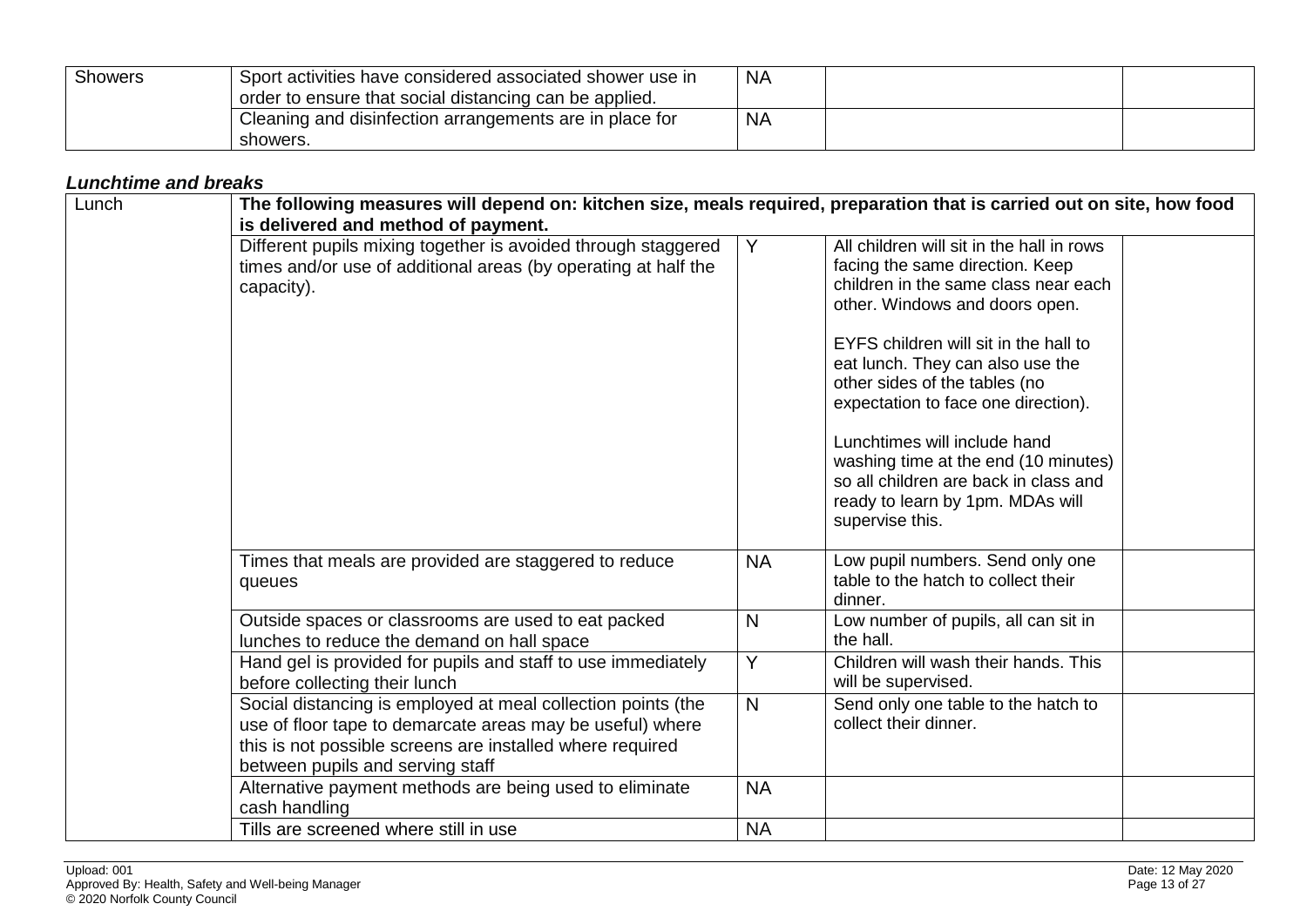| | | | | |
|---|---|---|---|---|
| Showers | Sport activities have considered associated shower use in order to ensure that social distancing can be applied. | NA | | |
| | Cleaning and disinfection arrangements are in place for showers. | NA | | |

***Lunchtime and breaks***

| | | | | |
|---|---|---|---|---|
| Lunch | **The following measures will depend on: kitchen size, meals required, preparation that is carried out on site, how food is delivered and method of payment.** | | | |
| | Different pupils mixing together is avoided through staggered times and/or use of additional areas (by operating at half the capacity). | Y | All children will sit in the hall in rows facing the same direction. Keep children in the same class near each other. Windows and doors open.<br><br>EYFS children will sit in the hall to eat lunch. They can also use the other sides of the tables (no expectation to face one direction).<br><br>Lunchtimes will include hand washing time at the end (10 minutes) so all children are back in class and ready to learn by 1pm. MDAs will supervise this. | |
| | Times that meals are provided are staggered to reduce queues | NA | Low pupil numbers. Send only one table to the hatch to collect their dinner. | |
| | Outside spaces or classrooms are used to eat packed lunches to reduce the demand on hall space | N | Low number of pupils, all can sit in the hall. | |
| | Hand gel is provided for pupils and staff to use immediately before collecting their lunch | Y | Children will wash their hands. This will be supervised. | |
| | Social distancing is employed at meal collection points (the use of floor tape to demarcate areas may be useful) where this is not possible screens are installed where required between pupils and serving staff | N | Send only one table to the hatch to collect their dinner. | |
| | Alternative payment methods are being used to eliminate cash handling | NA | | |
| | Tills are screened where still in use | NA | | |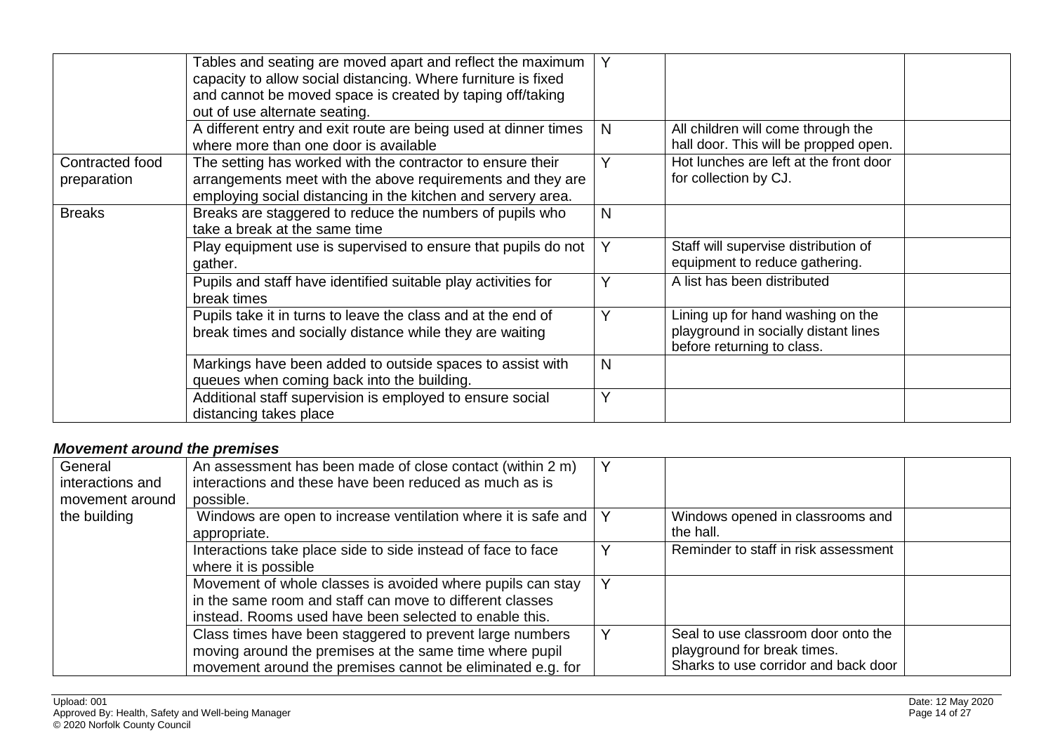| | | | | |
|---|---|---|---|---|
| | Tables and seating are moved apart and reflect the maximum capacity to allow social distancing. Where furniture is fixed and cannot be moved space is created by taping off/taking out of use alternate seating. | Y | | |
| | A different entry and exit route are being used at dinner times where more than one door is available | N | All children will come through the hall door. This will be propped open. | |
| Contracted food preparation | The setting has worked with the contractor to ensure their arrangements meet with the above requirements and they are employing social distancing in the kitchen and servery area. | Y | Hot lunches are left at the front door for collection by CJ. | |
| Breaks | Breaks are staggered to reduce the numbers of pupils who take a break at the same time | N | | |
| | Play equipment use is supervised to ensure that pupils do not gather. | Y | Staff will supervise distribution of equipment to reduce gathering. | |
| | Pupils and staff have identified suitable play activities for break times | Y | A list has been distributed | |
| | Pupils take it in turns to leave the class and at the end of break times and socially distance while they are waiting | Y | Lining up for hand washing on the playground in socially distant lines before returning to class. | |
| | Markings have been added to outside spaces to assist with queues when coming back into the building. | N | | |
| | Additional staff supervision is employed to ensure social distancing takes place | Y | | |

***Movement around the premises***

| | | | | |
|---|---|---|---|---|
| General interactions and movement around the building | An assessment has been made of close contact (within 2 m) interactions and these have been reduced as much as is possible. | Y | | |
| | Windows are open to increase ventilation where it is safe and appropriate. | Y | Windows opened in classrooms and the hall. | |
| | Interactions take place side to side instead of face to face where it is possible | Y | Reminder to staff in risk assessment | |
| | Movement of whole classes is avoided where pupils can stay in the same room and staff can move to different classes instead. Rooms used have been selected to enable this. | Y | | |
| | Class times have been staggered to prevent large numbers moving around the premises at the same time where pupil movement around the premises cannot be eliminated e.g. for | Y | Seal to use classroom door onto the playground for break times. Sharks to use corridor and back door | |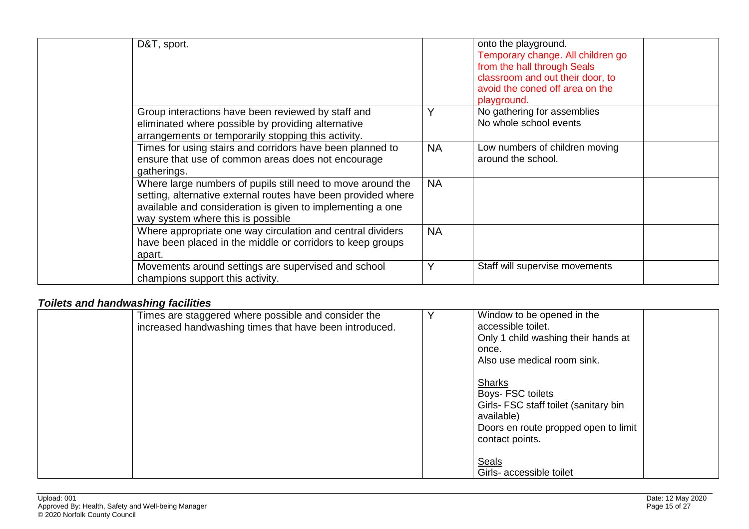| | | | | |
|---|---|---|---|---|
| | D&T, sport. | | onto the playground.<br>Temporary change. All children go from the hall through Seals classroom and out their door, to avoid the coned off area on the playground. | |
| | Group interactions have been reviewed by staff and eliminated where possible by providing alternative arrangements or temporarily stopping this activity. | Y | No gathering for assemblies<br>No whole school events | |
| | Times for using stairs and corridors have been planned to ensure that use of common areas does not encourage gatherings. | NA | Low numbers of children moving around the school. | |
| | Where large numbers of pupils still need to move around the setting, alternative external routes have been provided where available and consideration is given to implementing a one way system where this is possible | NA | | |
| | Where appropriate one way circulation and central dividers have been placed in the middle or corridors to keep groups apart. | NA | | |
| | Movements around settings are supervised and school champions support this activity. | Y | Staff will supervise movements | |

### *Toilets and handwashing facilities*

| | | | | |
|---|---|---|---|---|
| | Times are staggered where possible and consider the increased handwashing times that have been introduced. | Y | Window to be opened in the accessible toilet.<br>Only 1 child washing their hands at once.<br>Also use medical room sink.<br><br>Sharks<br>Boys- FSC toilets<br>Girls- FSC staff toilet (sanitary bin available)<br>Doors en route propped open to limit contact points.<br><br>Seals<br>Girls- accessible toilet | |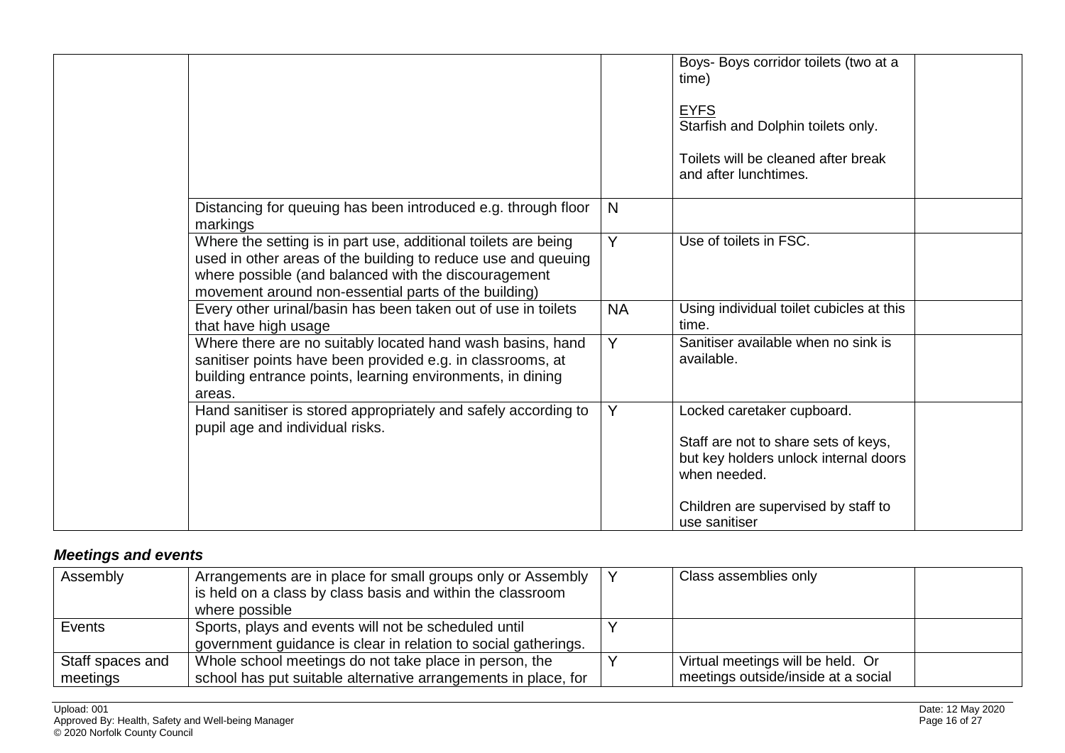| | | | | |
|---|---|---|---|---|
| | | | Boys- Boys corridor toilets (two at a time)<br><br><u>EYFS</u><br>Starfish and Dolphin toilets only.<br><br>Toilets will be cleaned after break and after lunchtimes. | |
| | Distancing for queuing has been introduced e.g. through floor markings | N | | |
| | Where the setting is in part use, additional toilets are being used in other areas of the building to reduce use and queuing where possible (and balanced with the discouragement movement around non-essential parts of the building) | Y | Use of toilets in FSC. | |
| | Every other urinal/basin has been taken out of use in toilets that have high usage | NA | Using individual toilet cubicles at this time. | |
| | Where there are no suitably located hand wash basins, hand sanitiser points have been provided e.g. in classrooms, at building entrance points, learning environments, in dining areas. | Y | Sanitiser available when no sink is available. | |
| | Hand sanitiser is stored appropriately and safely according to pupil age and individual risks. | Y | Locked caretaker cupboard.<br><br>Staff are not to share sets of keys, but key holders unlock internal doors when needed.<br><br>Children are supervised by staff to use sanitiser | |

### *Meetings and events*

| | | | | |
|---|---|---|---|---|
| Assembly | Arrangements are in place for small groups only or Assembly is held on a class by class basis and within the classroom where possible | Y | Class assemblies only | |
| Events | Sports, plays and events will not be scheduled until government guidance is clear in relation to social gatherings. | Y | | |
| Staff spaces and meetings | Whole school meetings do not take place in person, the school has put suitable alternative arrangements in place, for | Y | Virtual meetings will be held. Or meetings outside/inside at a social | |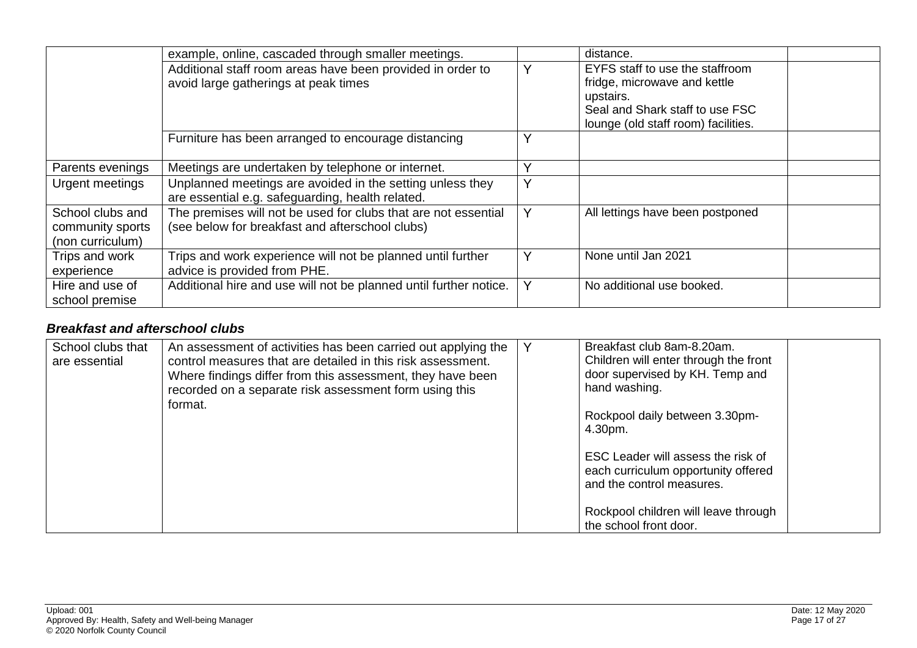| | | | | |
|---|---|---|---|---|
| | example, online, cascaded through smaller meetings. | | distance. | |
| | Additional staff room areas have been provided in order to avoid large gatherings at peak times | Y | EYFS staff to use the staffroom fridge, microwave and kettle upstairs.<br>Seal and Shark staff to use FSC lounge (old staff room) facilities. | |
| | Furniture has been arranged to encourage distancing | Y | | |
| Parents evenings | Meetings are undertaken by telephone or internet. | Y | | |
| Urgent meetings | Unplanned meetings are avoided in the setting unless they are essential e.g. safeguarding, health related. | Y | | |
| School clubs and community sports (non curriculum) | The premises will not be used for clubs that are not essential (see below for breakfast and afterschool clubs) | Y | All lettings have been postponed | |
| Trips and work experience | Trips and work experience will not be planned until further advice is provided from PHE. | Y | None until Jan 2021 | |
| Hire and use of school premise | Additional hire and use will not be planned until further notice. | Y | No additional use booked. | |

### *Breakfast and afterschool clubs*

| | | | | |
|---|---|---|---|---|
| School clubs that are essential | An assessment of activities has been carried out applying the control measures that are detailed in this risk assessment. Where findings differ from this assessment, they have been recorded on a separate risk assessment form using this format. | Y | Breakfast club 8am-8.20am. Children will enter through the front door supervised by KH. Temp and hand washing.<br><br>Rockpool daily between 3.30pm-4.30pm.<br><br>ESC Leader will assess the risk of each curriculum opportunity offered and the control measures.<br><br>Rockpool children will leave through the school front door. | |

Upload: 001
Approved By: Health, Safety and Well-being Manager
© 2020 Norfolk County Council

Date: 12 May 2020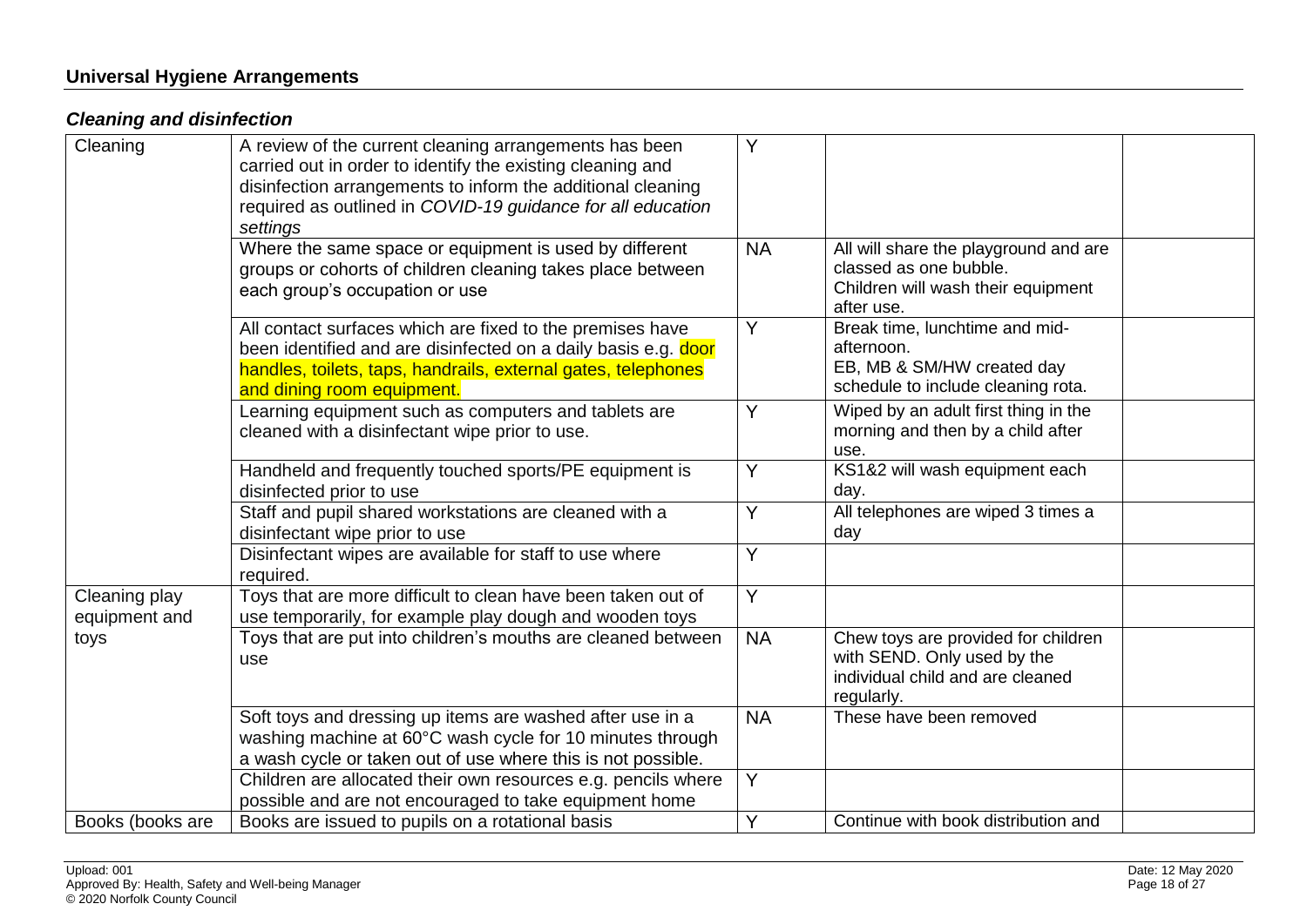## Universal Hygiene Arrangements

### *Cleaning and disinfection*

| | | | | |
|---|---|---|---|---|
| Cleaning | A review of the current cleaning arrangements has been carried out in order to identify the existing cleaning and disinfection arrangements to inform the additional cleaning required as outlined in *COVID-19 guidance for all education settings* | Y | | |
| | Where the same space or equipment is used by different groups or cohorts of children cleaning takes place between each group's occupation or use | NA | All will share the playground and are classed as one bubble.<br>Children will wash their equipment after use. | |
| | All contact surfaces which are fixed to the premises have been identified and are disinfected on a daily basis e.g. door handles, toilets, taps, handrails, external gates, telephones and dining room equipment. | Y | Break time, lunchtime and mid-afternoon.<br>EB, MB & SM/HW created day schedule to include cleaning rota. | |
| | Learning equipment such as computers and tablets are cleaned with a disinfectant wipe prior to use. | Y | Wiped by an adult first thing in the morning and then by a child after use. | |
| | Handheld and frequently touched sports/PE equipment is disinfected prior to use | Y | KS1&2 will wash equipment each day. | |
| | Staff and pupil shared workstations are cleaned with a disinfectant wipe prior to use | Y | All telephones are wiped 3 times a day | |
| | Disinfectant wipes are available for staff to use where required. | Y | | |
| Cleaning play equipment and toys | Toys that are more difficult to clean have been taken out of use temporarily, for example play dough and wooden toys | Y | | |
| | Toys that are put into children's mouths are cleaned between use | NA | Chew toys are provided for children with SEND. Only used by the individual child and are cleaned regularly. | |
| | Soft toys and dressing up items are washed after use in a washing machine at 60°C wash cycle for 10 minutes through a wash cycle or taken out of use where this is not possible. | NA | These have been removed | |
| | Children are allocated their own resources e.g. pencils where possible and are not encouraged to take equipment home | Y | | |
| Books (books are | Books are issued to pupils on a rotational basis | Y | Continue with book distribution and | |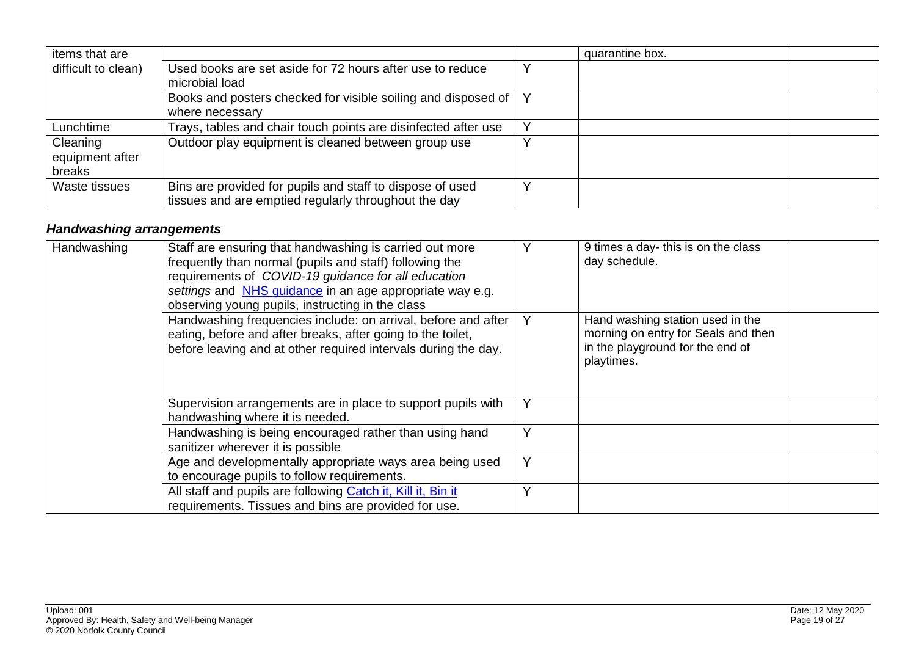| | | | | |
|---|---|---|---|---|
| items that are difficult to clean) | | | quarantine box. | |
| | Used books are set aside for 72 hours after use to reduce microbial load | Y | | |
| | Books and posters checked for visible soiling and disposed of where necessary | Y | | |
| Lunchtime | Trays, tables and chair touch points are disinfected after use | Y | | |
| Cleaning equipment after breaks | Outdoor play equipment is cleaned between group use | Y | | |
| Waste tissues | Bins are provided for pupils and staff to dispose of used tissues and are emptied regularly throughout the day | Y | | |

### *Handwashing arrangements*

| | | | | |
|---|---|---|---|---|
| Handwashing | Staff are ensuring that handwashing is carried out more frequently than normal (pupils and staff) following the requirements of *COVID-19 guidance for all education settings* and NHS guidance in an age appropriate way e.g. observing young pupils, instructing in the class | Y | 9 times a day- this is on the class day schedule. | |
| | Handwashing frequencies include: on arrival, before and after eating, before and after breaks, after going to the toilet, before leaving and at other required intervals during the day. | Y | Hand washing station used in the morning on entry for Seals and then in the playground for the end of playtimes. | |
| | Supervision arrangements are in place to support pupils with handwashing where it is needed. | Y | | |
| | Handwashing is being encouraged rather than using hand sanitizer wherever it is possible | Y | | |
| | Age and developmentally appropriate ways area being used to encourage pupils to follow requirements. | Y | | |
| | All staff and pupils are following Catch it, Kill it, Bin it requirements. Tissues and bins are provided for use. | Y | | |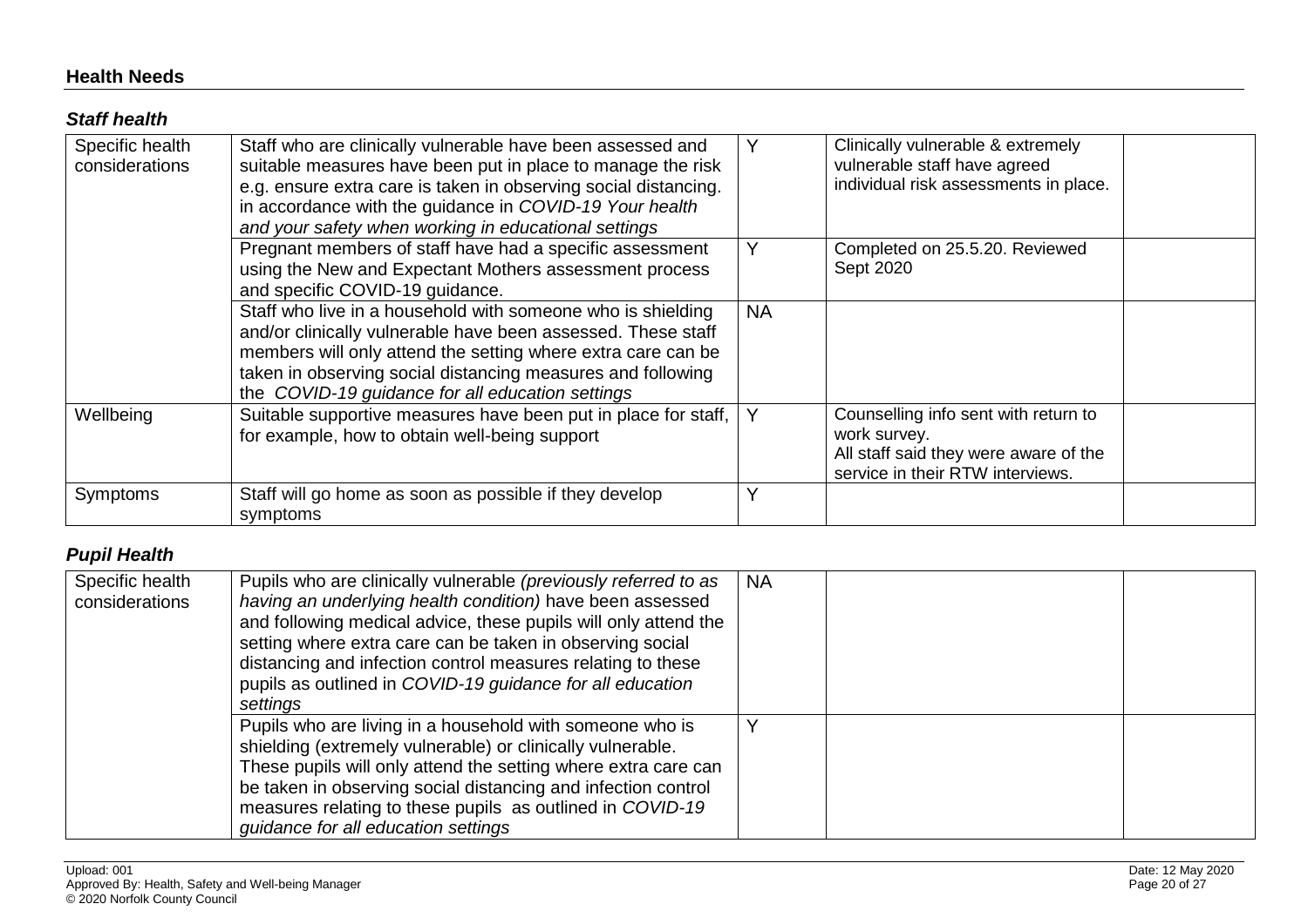## Health Needs

### *Staff health*

| | | | | |
|---|---|---|---|---|
| Specific health considerations | Staff who are clinically vulnerable have been assessed and suitable measures have been put in place to manage the risk e.g. ensure extra care is taken in observing social distancing. in accordance with the guidance in *COVID-19 Your health and your safety when working in educational settings* | Y | Clinically vulnerable & extremely vulnerable staff have agreed individual risk assessments in place. | |
| | Pregnant members of staff have had a specific assessment using the New and Expectant Mothers assessment process and specific COVID-19 guidance. | Y | Completed on 25.5.20. Reviewed Sept 2020 | |
| | Staff who live in a household with someone who is shielding and/or clinically vulnerable have been assessed. These staff members will only attend the setting where extra care can be taken in observing social distancing measures and following the *COVID-19 guidance for all education settings* | NA | | |
| Wellbeing | Suitable supportive measures have been put in place for staff, for example, how to obtain well-being support | Y | Counselling info sent with return to work survey. All staff said they were aware of the service in their RTW interviews. | |
| Symptoms | Staff will go home as soon as possible if they develop symptoms | Y | | |

### *Pupil Health*

| | | | | |
|---|---|---|---|---|
| Specific health considerations | Pupils who are clinically vulnerable *(previously referred to as having an underlying health condition)* have been assessed and following medical advice, these pupils will only attend the setting where extra care can be taken in observing social distancing and infection control measures relating to these pupils as outlined in *COVID-19 guidance for all education settings* | NA | | |
| | Pupils who are living in a household with someone who is shielding (extremely vulnerable) or clinically vulnerable. These pupils will only attend the setting where extra care can be taken in observing social distancing and infection control measures relating to these pupils as outlined in *COVID-19 guidance for all education settings* | Y | | |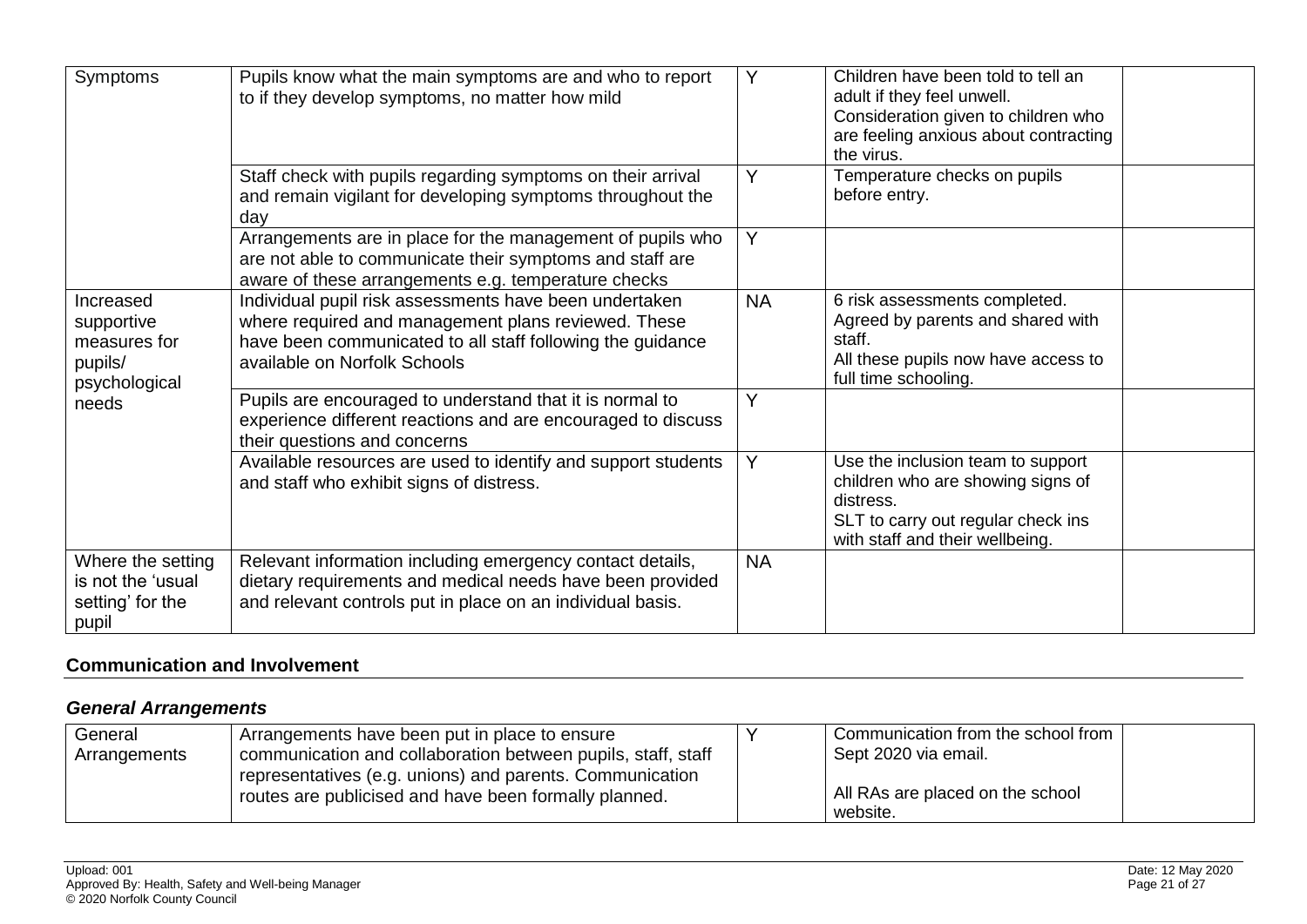| Symptoms | Pupils know what the main symptoms are and who to report to if they develop symptoms, no matter how mild | Y | Children have been told to tell an adult if they feel unwell. Consideration given to children who are feeling anxious about contracting the virus. | |
|---|---|---|---|---|
| | Staff check with pupils regarding symptoms on their arrival and remain vigilant for developing symptoms throughout the day | Y | Temperature checks on pupils before entry. | |
| | Arrangements are in place for the management of pupils who are not able to communicate their symptoms and staff are aware of these arrangements e.g. temperature checks | Y | | |
| Increased supportive measures for pupils/ psychological needs | Individual pupil risk assessments have been undertaken where required and management plans reviewed. These have been communicated to all staff following the guidance available on Norfolk Schools | NA | 6 risk assessments completed. Agreed by parents and shared with staff. All these pupils now have access to full time schooling. | |
| | Pupils are encouraged to understand that it is normal to experience different reactions and are encouraged to discuss their questions and concerns | Y | | |
| | Available resources are used to identify and support students and staff who exhibit signs of distress. | Y | Use the inclusion team to support children who are showing signs of distress. SLT to carry out regular check ins with staff and their wellbeing. | |
| Where the setting is not the 'usual setting' for the pupil | Relevant information including emergency contact details, dietary requirements and medical needs have been provided and relevant controls put in place on an individual basis. | NA | | |

## Communication and Involvement

### *General Arrangements*

| General Arrangements | Arrangements have been put in place to ensure communication and collaboration between pupils, staff, staff representatives (e.g. unions) and parents. Communication routes are publicised and have been formally planned. | Y | Communication from the school from Sept 2020 via email. All RAs are placed on the school website. | |
|---|---|---|---|---|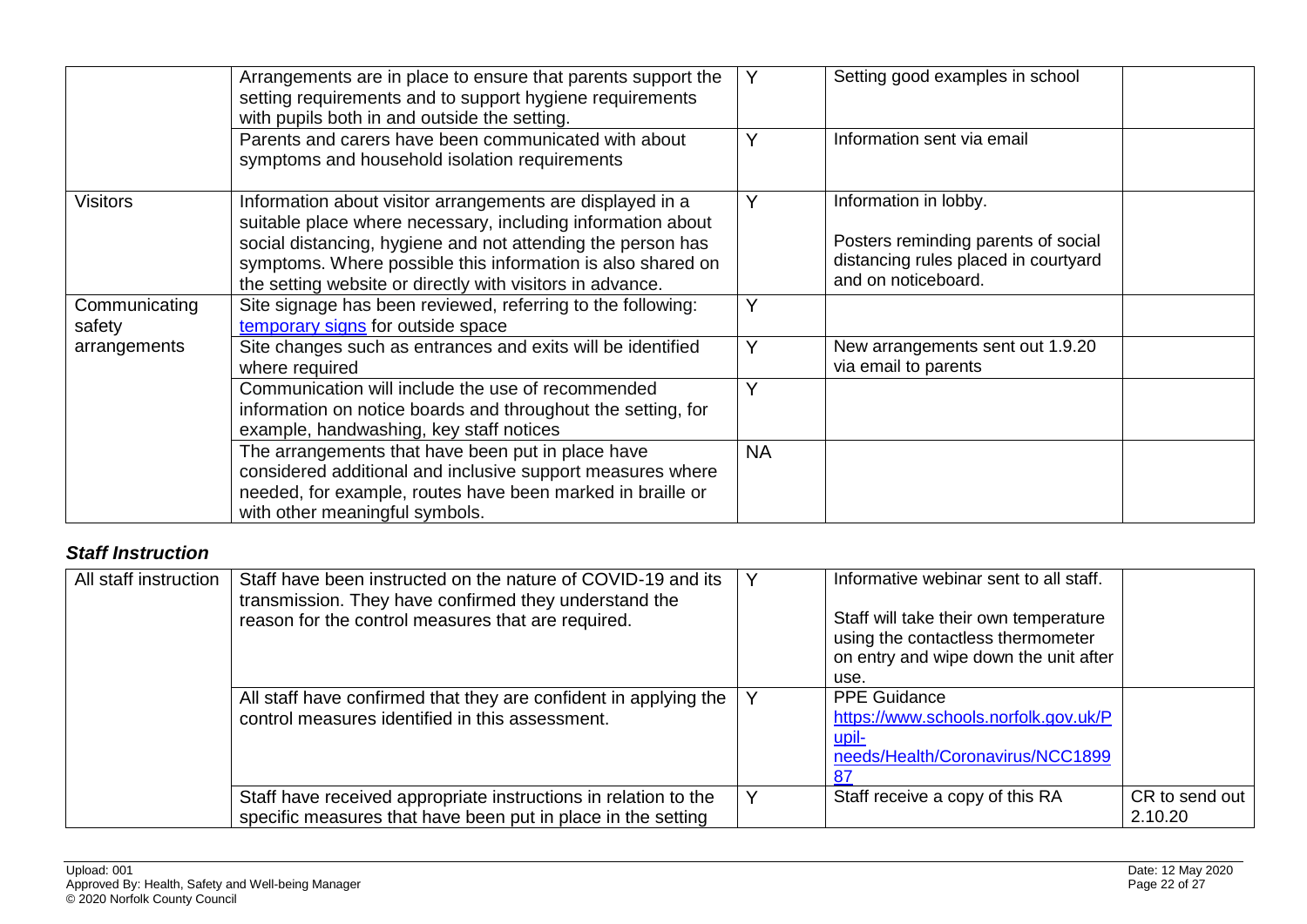| | | | | |
|---|---|---|---|---|
| | Arrangements are in place to ensure that parents support the setting requirements and to support hygiene requirements with pupils both in and outside the setting. | Y | Setting good examples in school | |
| | Parents and carers have been communicated with about symptoms and household isolation requirements | Y | Information sent via email | |
| Visitors | Information about visitor arrangements are displayed in a suitable place where necessary, including information about social distancing, hygiene and not attending the person has symptoms. Where possible this information is also shared on the setting website or directly with visitors in advance. | Y | Information in lobby.<br><br>Posters reminding parents of social distancing rules placed in courtyard and on noticeboard. | |
| Communicating safety arrangements | Site signage has been reviewed, referring to the following: [temporary signs]() for outside space | Y | | |
| | Site changes such as entrances and exits will be identified where required | Y | New arrangements sent out 1.9.20 via email to parents | |
| | Communication will include the use of recommended information on notice boards and throughout the setting, for example, handwashing, key staff notices | Y | | |
| | The arrangements that have been put in place have considered additional and inclusive support measures where needed, for example, routes have been marked in braille or with other meaningful symbols. | NA | | |

### *Staff Instruction*

| | | | | |
|---|---|---|---|---|
| All staff instruction | Staff have been instructed on the nature of COVID-19 and its transmission. They have confirmed they understand the reason for the control measures that are required. | Y | Informative webinar sent to all staff.<br><br>Staff will take their own temperature using the contactless thermometer on entry and wipe down the unit after use. | |
| | All staff have confirmed that they are confident in applying the control measures identified in this assessment. | Y | PPE Guidance [https://www.schools.norfolk.gov.uk/Pupil-needs/Health/Coronavirus/NCC189987](https://www.schools.norfolk.gov.uk/Pupil-needs/Health/Coronavirus/NCC189987) | |
| | Staff have received appropriate instructions in relation to the specific measures that have been put in place in the setting | Y | Staff receive a copy of this RA | CR to send out 2.10.20 |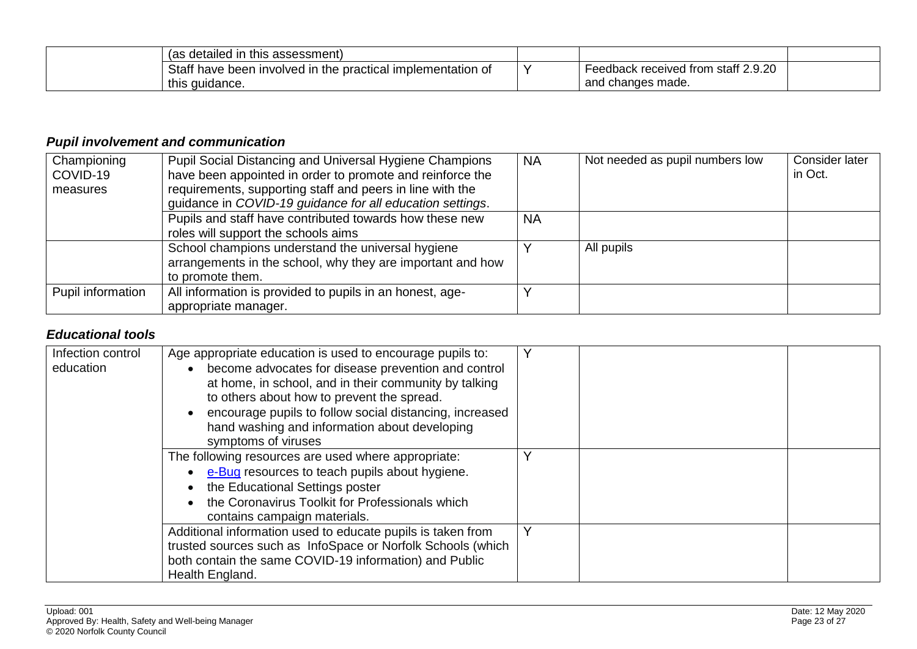| | | | | |
|---|---|---|---|---|
| | (as detailed in this assessment) | | | |
| | Staff have been involved in the practical implementation of this guidance. | Y | Feedback received from staff 2.9.20 and changes made. | |

### *Pupil involvement and communication*

| | | | | |
|---|---|---|---|---|
| Championing COVID-19 measures | Pupil Social Distancing and Universal Hygiene Champions have been appointed in order to promote and reinforce the requirements, supporting staff and peers in line with the guidance in *COVID-19 guidance for all education settings*. | NA | Not needed as pupil numbers low | Consider later in Oct. |
| | Pupils and staff have contributed towards how these new roles will support the schools aims | NA | | |
| | School champions understand the universal hygiene arrangements in the school, why they are important and how to promote them. | Y | All pupils | |
| Pupil information | All information is provided to pupils in an honest, age-appropriate manager. | Y | | |

### *Educational tools*

| | | | | |
|---|---|---|---|---|
| Infection control education | Age appropriate education is used to encourage pupils to:<br>• become advocates for disease prevention and control at home, in school, and in their community by talking to others about how to prevent the spread.<br>• encourage pupils to follow social distancing, increased hand washing and information about developing symptoms of viruses | Y | | |
| | The following resources are used where appropriate:<br>• e-Bug resources to teach pupils about hygiene.<br>• the Educational Settings poster<br>• the Coronavirus Toolkit for Professionals which contains campaign materials. | Y | | |
| | Additional information used to educate pupils is taken from trusted sources such as InfoSpace or Norfolk Schools (which both contain the same COVID-19 information) and Public Health England. | Y | | |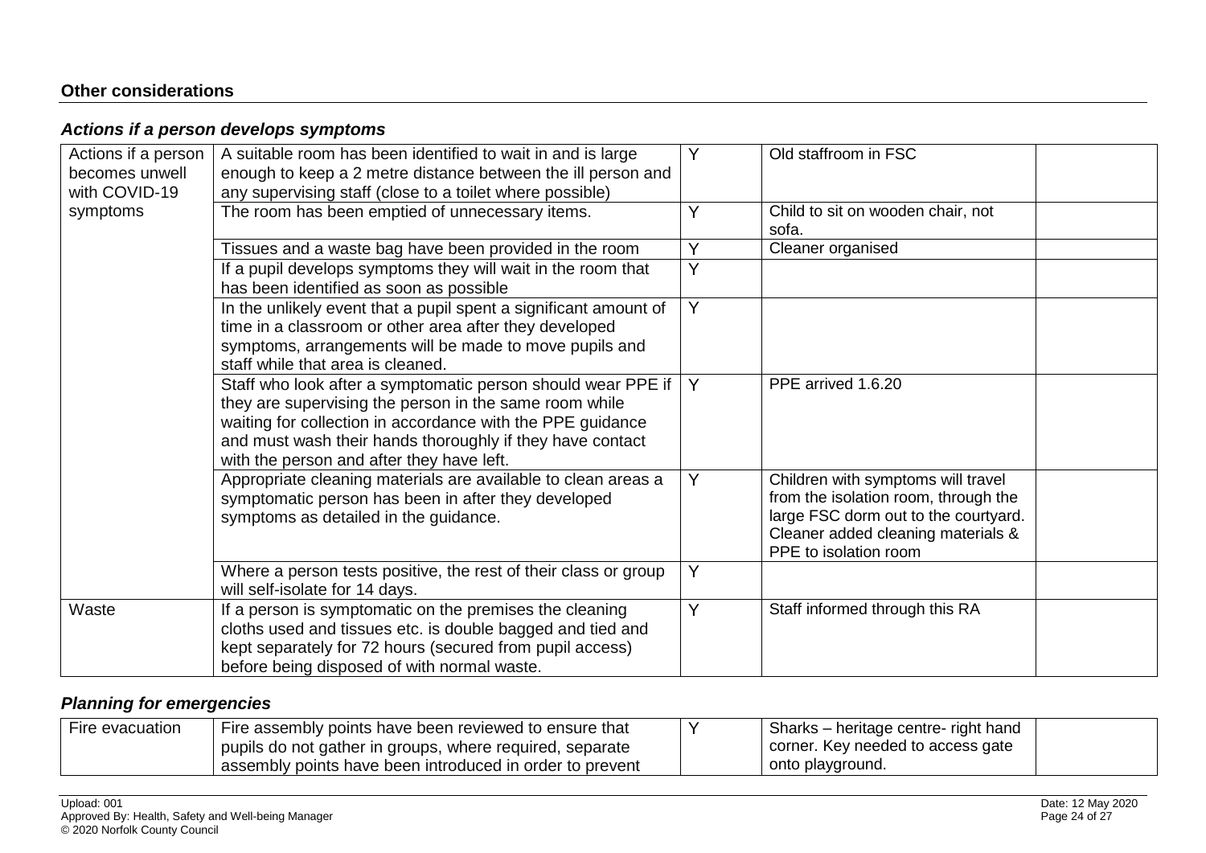**Other considerations**

### *Actions if a person develops symptoms*

| | | | | |
|---|---|---|---|---|
| Actions if a person becomes unwell with COVID-19 symptoms | A suitable room has been identified to wait in and is large enough to keep a 2 metre distance between the ill person and any supervising staff (close to a toilet where possible) | Y | Old staffroom in FSC | |
| | The room has been emptied of unnecessary items. | Y | Child to sit on wooden chair, not sofa. | |
| | Tissues and a waste bag have been provided in the room | Y | Cleaner organised | |
| | If a pupil develops symptoms they will wait in the room that has been identified as soon as possible | Y | | |
| | In the unlikely event that a pupil spent a significant amount of time in a classroom or other area after they developed symptoms, arrangements will be made to move pupils and staff while that area is cleaned. | Y | | |
| | Staff who look after a symptomatic person should wear PPE if they are supervising the person in the same room while waiting for collection in accordance with the PPE guidance and must wash their hands thoroughly if they have contact with the person and after they have left. | Y | PPE arrived 1.6.20 | |
| | Appropriate cleaning materials are available to clean areas a symptomatic person has been in after they developed symptoms as detailed in the guidance. | Y | Children with symptoms will travel from the isolation room, through the large FSC dorm out to the courtyard. Cleaner added cleaning materials & PPE to isolation room | |
| | Where a person tests positive, the rest of their class or group will self-isolate for 14 days. | Y | | |
| Waste | If a person is symptomatic on the premises the cleaning cloths used and tissues etc. is double bagged and tied and kept separately for 72 hours (secured from pupil access) before being disposed of with normal waste. | Y | Staff informed through this RA | |

### *Planning for emergencies*

| | | | | |
|---|---|---|---|---|
| Fire evacuation | Fire assembly points have been reviewed to ensure that pupils do not gather in groups, where required, separate assembly points have been introduced in order to prevent | Y | Sharks – heritage centre- right hand corner. Key needed to access gate onto playground. | |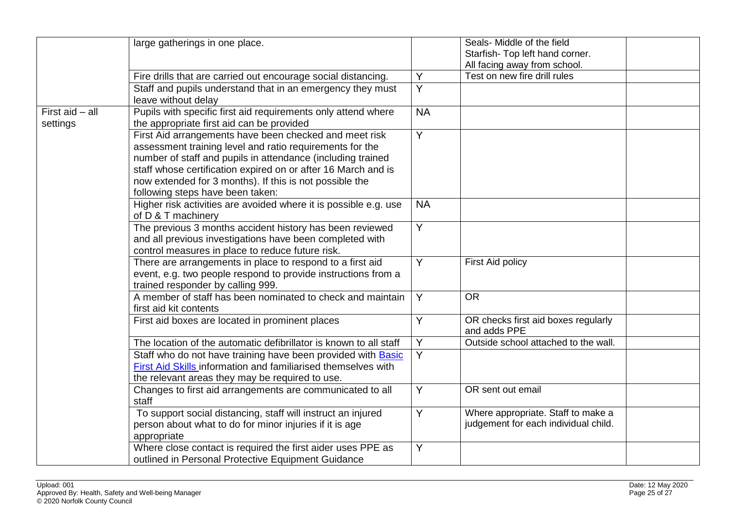| | | | | |
|---|---|---|---|---|
| | large gatherings in one place. | | Seals- Middle of the field<br>Starfish- Top left hand corner.<br>All facing away from school. | |
| | Fire drills that are carried out encourage social distancing. | Y | Test on new fire drill rules | |
| | Staff and pupils understand that in an emergency they must leave without delay | Y | | |
| First aid – all settings | Pupils with specific first aid requirements only attend where the appropriate first aid can be provided | NA | | |
| | First Aid arrangements have been checked and meet risk assessment training level and ratio requirements for the number of staff and pupils in attendance (including trained staff whose certification expired on or after 16 March and is now extended for 3 months). If this is not possible the following steps have been taken: | Y | | |
| | Higher risk activities are avoided where it is possible e.g. use of D & T machinery | NA | | |
| | The previous 3 months accident history has been reviewed and all previous investigations have been completed with control measures in place to reduce future risk. | Y | | |
| | There are arrangements in place to respond to a first aid event, e.g. two people respond to provide instructions from a trained responder by calling 999. | Y | First Aid policy | |
| | A member of staff has been nominated to check and maintain first aid kit contents | Y | OR | |
| | First aid boxes are located in prominent places | Y | OR checks first aid boxes regularly and adds PPE | |
| | The location of the automatic defibrillator is known to all staff | Y | Outside school attached to the wall. | |
| | Staff who do not have training have been provided with Basic First Aid Skills information and familiarised themselves with the relevant areas they may be required to use. | Y | | |
| | Changes to first aid arrangements are communicated to all staff | Y | OR sent out email | |
| | To support social distancing, staff will instruct an injured person about what to do for minor injuries if it is age appropriate | Y | Where appropriate. Staff to make a judgement for each individual child. | |
| | Where close contact is required the first aider uses PPE as outlined in Personal Protective Equipment Guidance | Y | | |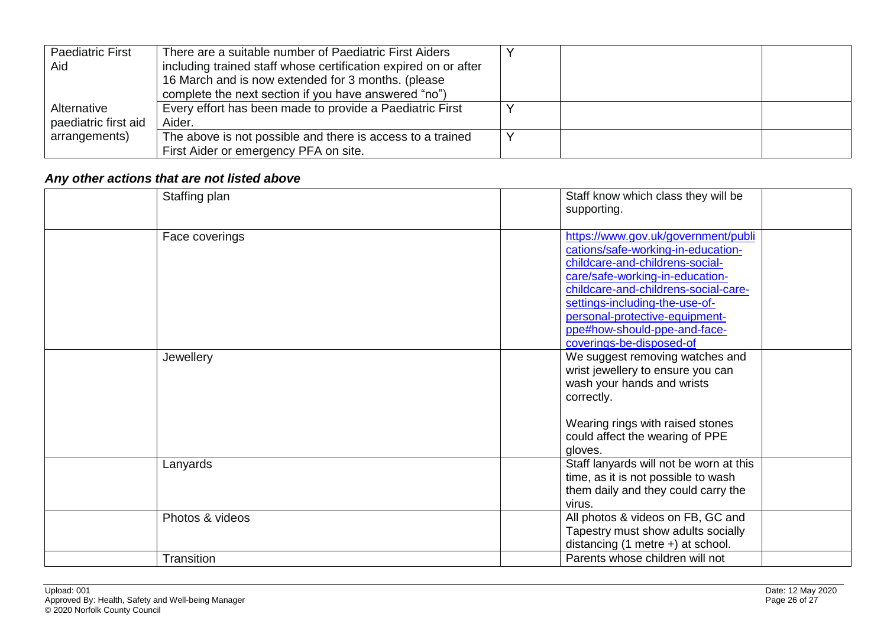| | | | | |
|---|---|---|---|---|
| Paediatric First Aid | There are a suitable number of Paediatric First Aiders including trained staff whose certification expired on or after 16 March and is now extended for 3 months. (please complete the next section if you have answered "no") | Y | | |
| Alternative paediatric first aid arrangements) | Every effort has been made to provide a Paediatric First Aider. | Y | | |
| | The above is not possible and there is access to a trained First Aider or emergency PFA on site. | Y | | |

### *Any other actions that are not listed above*

| | | | | |
|---|---|---|---|---|
| | Staffing plan | | Staff know which class they will be supporting. | |
| | Face coverings | | https://www.gov.uk/government/publications/safe-working-in-education-childcare-and-childrens-social-care/safe-working-in-education-childcare-and-childrens-social-care-settings-including-the-use-of-personal-protective-equipment-ppe#how-should-ppe-and-face-coverings-be-disposed-of | |
| | Jewellery | | We suggest removing watches and wrist jewellery to ensure you can wash your hands and wrists correctly.<br><br>Wearing rings with raised stones could affect the wearing of PPE gloves. | |
| | Lanyards | | Staff lanyards will not be worn at this time, as it is not possible to wash them daily and they could carry the virus. | |
| | Photos & videos | | All photos & videos on FB, GC and Tapestry must show adults socially distancing (1 metre +) at school. | |
| | Transition | | Parents whose children will not | |

Upload: 001
Approved By: Health, Safety and Well-being Manager
© 2020 Norfolk County Council

Date: 12 May 2020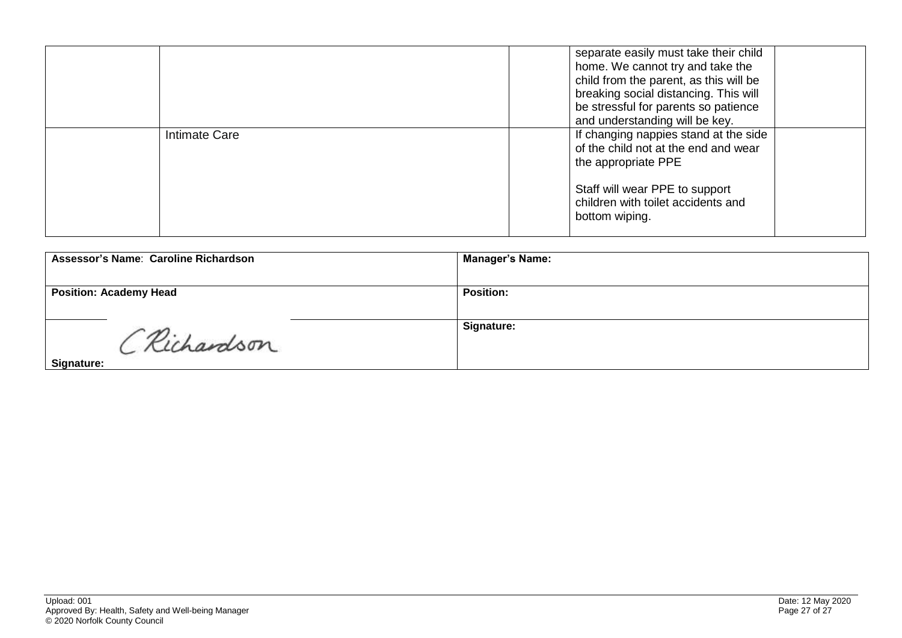| | | | | |
|---|---|---|---|---|
| | | | separate easily must take their child home. We cannot try and take the child from the parent, as this will be breaking social distancing. This will be stressful for parents so patience and understanding will be key. | |
| | Intimate Care | | If changing nappies stand at the side of the child not at the end and wear the appropriate PPE<br><br>Staff will wear PPE to support children with toilet accidents and bottom wiping. | |

| | |
|---|---|
| **Assessor's Name**: **Caroline Richardson** | **Manager's Name:** |
| **Position: Academy Head** | **Position:** |
| **Signature:** C Richardson | **Signature:** |

Upload: 001
Approved By: Health, Safety and Well-being Manager
© 2020 Norfolk County Council

Date: 12 May 2020